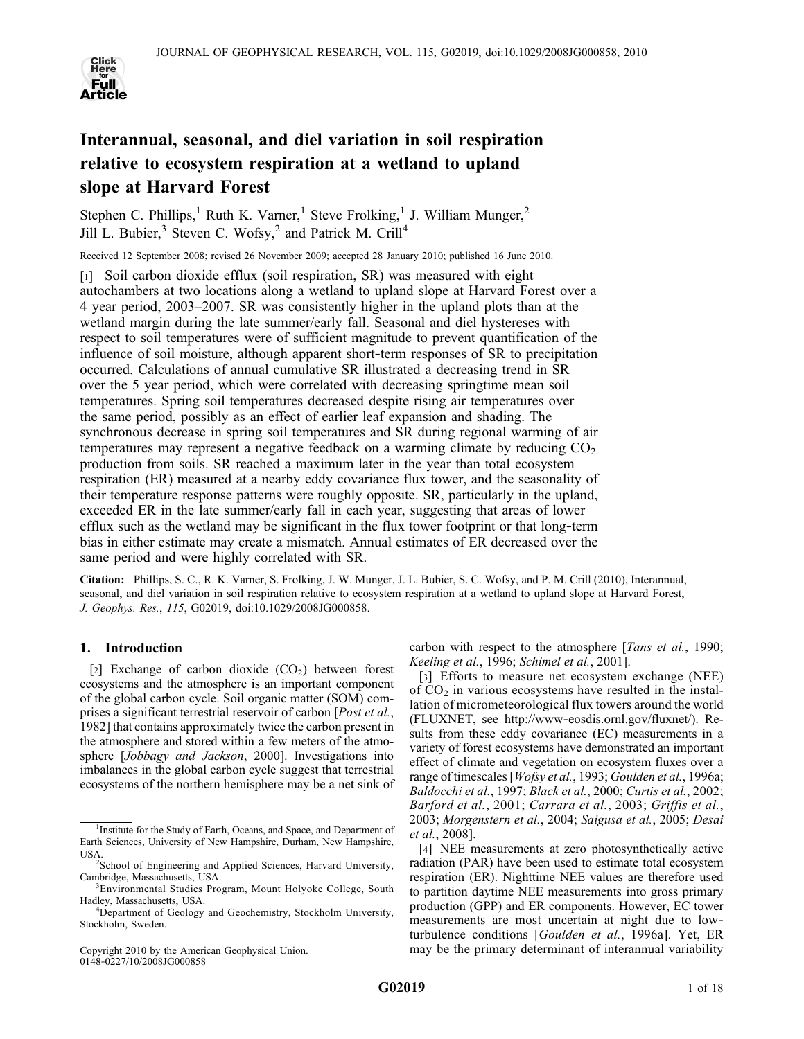# Interannual, seasonal, and diel variation in soil respiration relative to ecosystem respiration at a wetland to upland slope at Harvard Forest

Stephen C. Phillips,[1] Ruth K. Varner,[1] Steve Frolking,[1] J. William Munger,[2] Jill L. Bubier,[3] Steven C. Wofsy,[2] and Patrick M. Crill[4]

Received 12 September 2008; revised 26 November 2009; accepted 28 January 2010; published 16 June 2010.

[1] Soil carbon dioxide efflux (soil respiration, SR) was measured with eight autochambers at two locations along a wetland to upland slope at Harvard Forest over a 4 year period, 2003–2007. SR was consistently higher in the upland plots than at the wetland margin during the late summer/early fall. Seasonal and diel hystereses with respect to soil temperatures were of sufficient magnitude to prevent quantification of the influence of soil moisture, although apparent short-term responses of SR to precipitation occurred. Calculations of annual cumulative SR illustrated a decreasing trend in SR over the 5 year period, which were correlated with decreasing springtime mean soil temperatures. Spring soil temperatures decreased despite rising air temperatures over the same period, possibly as an effect of earlier leaf expansion and shading. The synchronous decrease in spring soil temperatures and SR during regional warming of air temperatures may represent a negative feedback on a warming climate by reducing $CO_2$ production from soils. SR reached a maximum later in the year than total ecosystem respiration (ER) measured at a nearby eddy covariance flux tower, and the seasonality of their temperature response patterns were roughly opposite. SR, particularly in the upland, exceeded ER in the late summer/early fall in each year, suggesting that areas of lower efflux such as the wetland may be significant in the flux tower footprint or that long-term bias in either estimate may create a mismatch. Annual estimates of ER decreased over the same period and were highly correlated with SR.

**Citation:** Phillips, S. C., R. K. Varner, S. Frolking, J. W. Munger, J. L. Bubier, S. C. Wofsy, and P. M. Crill (2010), Interannual, seasonal, and diel variation in soil respiration relative to ecosystem respiration at a wetland to upland slope at Harvard Forest, *J. Geophys. Res.*, *115*, G02019, doi:10.1029/2008JG000858.

## 1. Introduction

[2] Exchange of carbon dioxide ($CO_2$) between forest ecosystems and the atmosphere is an important component of the global carbon cycle. Soil organic matter (SOM) comprises a significant terrestrial reservoir of carbon [*Post et al.*, 1982] that contains approximately twice the carbon present in the atmosphere and stored within a few meters of the atmosphere [*Jobbagy and Jackson*, 2000]. Investigations into imbalances in the global carbon cycle suggest that terrestrial ecosystems of the northern hemisphere may be a net sink of carbon with respect to the atmosphere [*Tans et al.*, 1990; *Keeling et al.*, 1996; *Schimel et al.*, 2001].

[3] Efforts to measure net ecosystem exchange (NEE) of $CO_2$ in various ecosystems have resulted in the installation of micrometeorological flux towers around the world (FLUXNET, see http://www-eosdis.ornl.gov/fluxnet/). Results from these eddy covariance (EC) measurements in a variety of forest ecosystems have demonstrated an important effect of climate and vegetation on ecosystem fluxes over a range of timescales [*Wofsy et al.*, 1993; *Goulden et al.*, 1996a; *Baldocchi et al.*, 1997; *Black et al.*, 2000; *Curtis et al.*, 2002; *Barford et al.*, 2001; *Carrara et al.*, 2003; *Griffis et al.*, 2003; *Morgenstern et al.*, 2004; *Saigusa et al.*, 2005; *Desai et al.*, 2008].

[4] NEE measurements at zero photosynthetically active radiation (PAR) have been used to estimate total ecosystem respiration (ER). Nighttime NEE values are therefore used to partition daytime NEE measurements into gross primary production (GPP) and ER components. However, EC tower measurements are most uncertain at night due to low-turbulence conditions [*Goulden et al.*, 1996a]. Yet, ER may be the primary determinant of interannual variability

---

[1] Institute for the Study of Earth, Oceans, and Space, and Department of Earth Sciences, University of New Hampshire, Durham, New Hampshire, USA.

[2] School of Engineering and Applied Sciences, Harvard University, Cambridge, Massachusetts, USA.

[3] Environmental Studies Program, Mount Holyoke College, South Hadley, Massachusetts, USA.

[4] Department of Geology and Geochemistry, Stockholm University, Stockholm, Sweden.

Copyright 2010 by the American Geophysical Union.
0148-0227/10/2008JG000858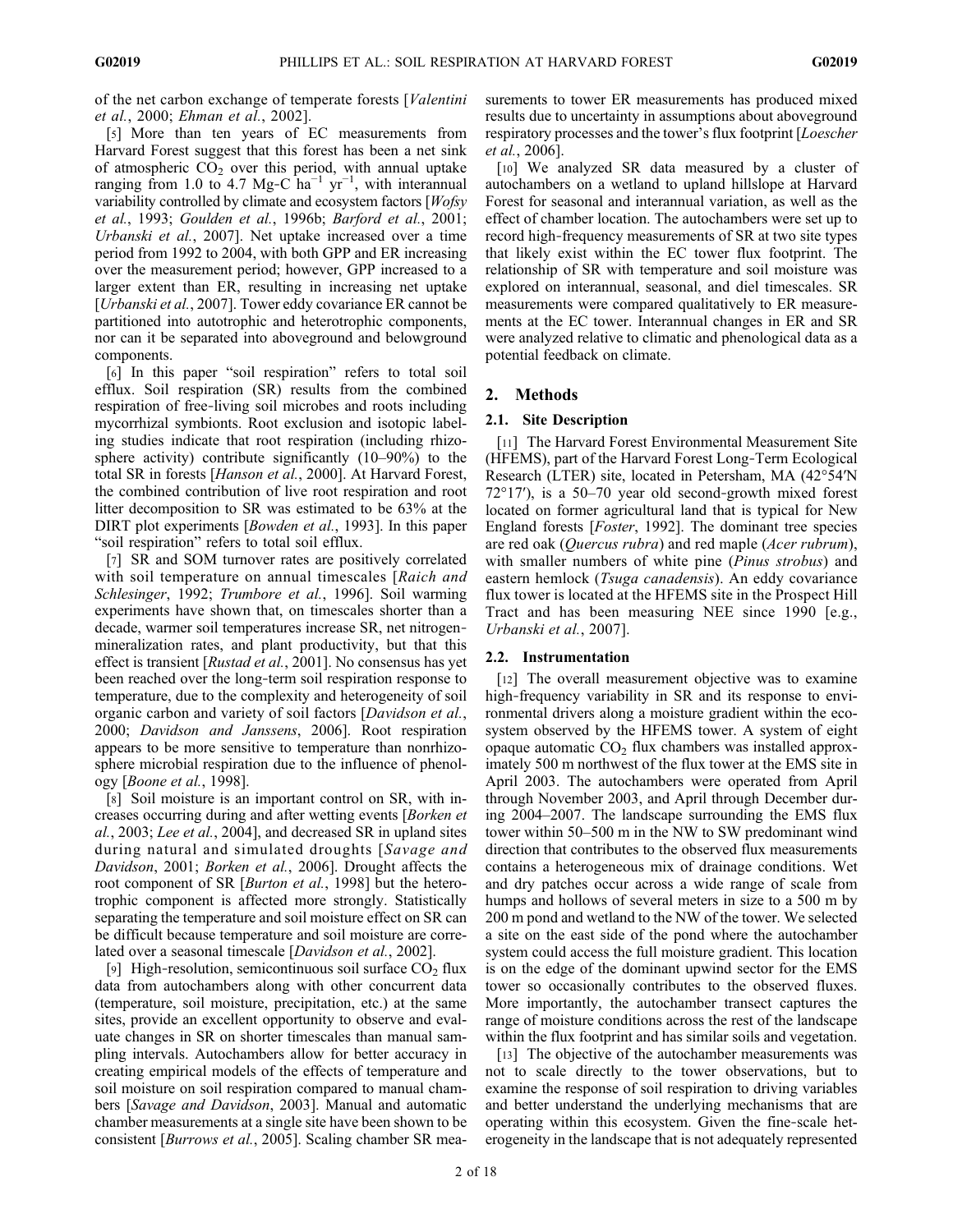of the net carbon exchange of temperate forests [*Valentini et al.*, 2000; *Ehman et al.*, 2002].

[5] More than ten years of EC measurements from Harvard Forest suggest that this forest has been a net sink of atmospheric $CO_2$ over this period, with annual uptake ranging from 1.0 to 4.7 Mg-C $ha^{-1}$ $yr^{-1}$, with interannual variability controlled by climate and ecosystem factors [*Wofsy et al.*, 1993; *Goulden et al.*, 1996b; *Barford et al.*, 2001; *Urbanski et al.*, 2007]. Net uptake increased over a time period from 1992 to 2004, with both GPP and ER increasing over the measurement period; however, GPP increased to a larger extent than ER, resulting in increasing net uptake [*Urbanski et al.*, 2007]. Tower eddy covariance ER cannot be partitioned into autotrophic and heterotrophic components, nor can it be separated into aboveground and belowground components.

[6] In this paper "soil respiration" refers to total soil efflux. Soil respiration (SR) results from the combined respiration of free-living soil microbes and roots including mycorrhizal symbionts. Root exclusion and isotopic labeling studies indicate that root respiration (including rhizosphere activity) contribute significantly (10–90%) to the total SR in forests [*Hanson et al.*, 2000]. At Harvard Forest, the combined contribution of live root respiration and root litter decomposition to SR was estimated to be 63% at the DIRT plot experiments [*Bowden et al.*, 1993]. In this paper "soil respiration" refers to total soil efflux.

[7] SR and SOM turnover rates are positively correlated with soil temperature on annual timescales [*Raich and Schlesinger*, 1992; *Trumbore et al.*, 1996]. Soil warming experiments have shown that, on timescales shorter than a decade, warmer soil temperatures increase SR, net nitrogen-mineralization rates, and plant productivity, but that this effect is transient [*Rustad et al.*, 2001]. No consensus has yet been reached over the long-term soil respiration response to temperature, due to the complexity and heterogeneity of soil organic carbon and variety of soil factors [*Davidson et al.*, 2000; *Davidson and Janssens*, 2006]. Root respiration appears to be more sensitive to temperature than nonrhizosphere microbial respiration due to the influence of phenology [*Boone et al.*, 1998].

[8] Soil moisture is an important control on SR, with increases occurring during and after wetting events [*Borken et al.*, 2003; *Lee et al.*, 2004], and decreased SR in upland sites during natural and simulated droughts [*Savage and Davidson*, 2001; *Borken et al.*, 2006]. Drought affects the root component of SR [*Burton et al.*, 1998] but the heterotrophic component is affected more strongly. Statistically separating the temperature and soil moisture effect on SR can be difficult because temperature and soil moisture are correlated over a seasonal timescale [*Davidson et al.*, 2002].

[9] High-resolution, semicontinuous soil surface $CO_2$ flux data from autochambers along with other concurrent data (temperature, soil moisture, precipitation, etc.) at the same sites, provide an excellent opportunity to observe and evaluate changes in SR on shorter timescales than manual sampling intervals. Autochambers allow for better accuracy in creating empirical models of the effects of temperature and soil moisture on soil respiration compared to manual chambers [*Savage and Davidson*, 2003]. Manual and automatic chamber measurements at a single site have been shown to be consistent [*Burrows et al.*, 2005]. Scaling chamber SR measurements to tower ER measurements has produced mixed results due to uncertainty in assumptions about aboveground respiratory processes and the tower's flux footprint [*Loescher et al.*, 2006].

[10] We analyzed SR data measured by a cluster of autochambers on a wetland to upland hillslope at Harvard Forest for seasonal and interannual variation, as well as the effect of chamber location. The autochambers were set up to record high-frequency measurements of SR at two site types that likely exist within the EC tower flux footprint. The relationship of SR with temperature and soil moisture was explored on interannual, seasonal, and diel timescales. SR measurements were compared qualitatively to ER measurements at the EC tower. Interannual changes in ER and SR were analyzed relative to climatic and phenological data as a potential feedback on climate.

## 2. Methods

### 2.1. Site Description

[11] The Harvard Forest Environmental Measurement Site (HFEMS), part of the Harvard Forest Long-Term Ecological Research (LTER) site, located in Petersham, MA (42°54′N 72°17′), is a 50–70 year old second-growth mixed forest located on former agricultural land that is typical for New England forests [*Foster*, 1992]. The dominant tree species are red oak (*Quercus rubra*) and red maple (*Acer rubrum*), with smaller numbers of white pine (*Pinus strobus*) and eastern hemlock (*Tsuga canadensis*). An eddy covariance flux tower is located at the HFEMS site in the Prospect Hill Tract and has been measuring NEE since 1990 [e.g., *Urbanski et al.*, 2007].

### 2.2. Instrumentation

[12] The overall measurement objective was to examine high-frequency variability in SR and its response to environmental drivers along a moisture gradient within the ecosystem observed by the HFEMS tower. A system of eight opaque automatic $CO_2$ flux chambers was installed approximately 500 m northwest of the flux tower at the EMS site in April 2003. The autochambers were operated from April through November 2003, and April through December during 2004–2007. The landscape surrounding the EMS flux tower within 50–500 m in the NW to SW predominant wind direction that contributes to the observed flux measurements contains a heterogeneous mix of drainage conditions. Wet and dry patches occur across a wide range of scale from humps and hollows of several meters in size to a 500 m by 200 m pond and wetland to the NW of the tower. We selected a site on the east side of the pond where the autochamber system could access the full moisture gradient. This location is on the edge of the dominant upwind sector for the EMS tower so occasionally contributes to the observed fluxes. More importantly, the autochamber transect captures the range of moisture conditions across the rest of the landscape within the flux footprint and has similar soils and vegetation.

[13] The objective of the autochamber measurements was not to scale directly to the tower observations, but to examine the response of soil respiration to driving variables and better understand the underlying mechanisms that are operating within this ecosystem. Given the fine-scale heterogeneity in the landscape that is not adequately represented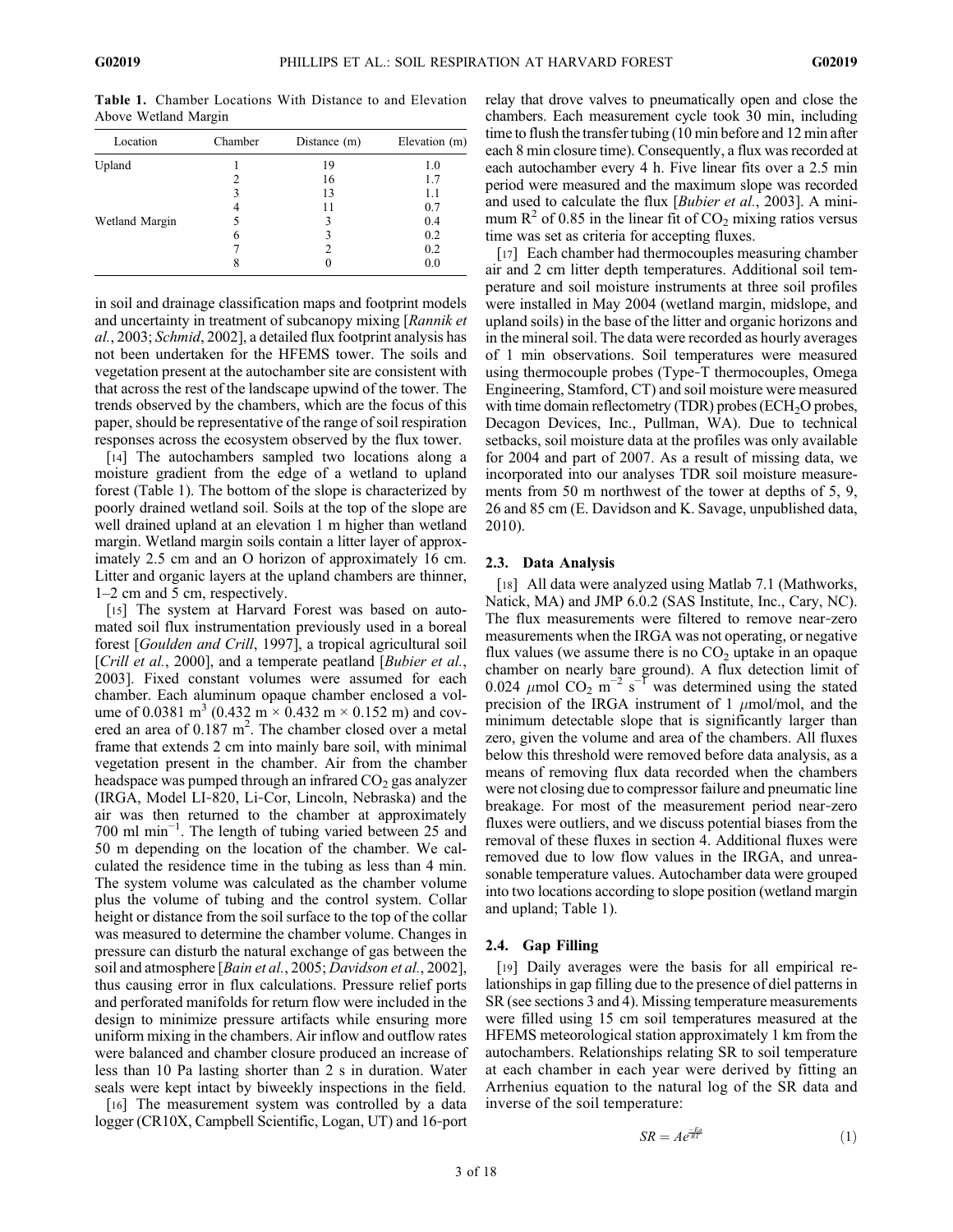**Table 1.** Chamber Locations With Distance to and Elevation Above Wetland Margin

| Location | Chamber | Distance (m) | Elevation (m) |
|---|---|---|---|
| Upland | 1 | 19 | 1.0 |
| | 2 | 16 | 1.7 |
| | 3 | 13 | 1.1 |
| | 4 | 11 | 0.7 |
| Wetland Margin | 5 | 3 | 0.4 |
| | 6 | 3 | 0.2 |
| | 7 | 2 | 0.2 |
| | 8 | 0 | 0.0 |

in soil and drainage classification maps and footprint models and uncertainty in treatment of subcanopy mixing [*Rannik et al.*, 2003; *Schmid*, 2002], a detailed flux footprint analysis has not been undertaken for the HFEMS tower. The soils and vegetation present at the autochamber site are consistent with that across the rest of the landscape upwind of the tower. The trends observed by the chambers, which are the focus of this paper, should be representative of the range of soil respiration responses across the ecosystem observed by the flux tower.

[14] The autochambers sampled two locations along a moisture gradient from the edge of a wetland to upland forest (Table 1). The bottom of the slope is characterized by poorly drained wetland soil. Soils at the top of the slope are well drained upland at an elevation 1 m higher than wetland margin. Wetland margin soils contain a litter layer of approximately 2.5 cm and an O horizon of approximately 16 cm. Litter and organic layers at the upland chambers are thinner, 1–2 cm and 5 cm, respectively.

[15] The system at Harvard Forest was based on automated soil flux instrumentation previously used in a boreal forest [*Goulden and Crill*, 1997], a tropical agricultural soil [*Crill et al.*, 2000], and a temperate peatland [*Bubier et al.*, 2003]. Fixed constant volumes were assumed for each chamber. Each aluminum opaque chamber enclosed a volume of 0.0381 $m^3$ (0.432 m × 0.432 m × 0.152 m) and covered an area of 0.187 $m^2$. The chamber closed over a metal frame that extends 2 cm into mainly bare soil, with minimal vegetation present in the chamber. Air from the chamber headspace was pumped through an infrared $CO_2$ gas analyzer (IRGA, Model LI-820, Li-Cor, Lincoln, Nebraska) and the air was then returned to the chamber at approximately 700 ml $min^{-1}$. The length of tubing varied between 25 and 50 m depending on the location of the chamber. We calculated the residence time in the tubing as less than 4 min. The system volume was calculated as the chamber volume plus the volume of tubing and the control system. Collar height or distance from the soil surface to the top of the collar was measured to determine the chamber volume. Changes in pressure can disturb the natural exchange of gas between the soil and atmosphere [*Bain et al.*, 2005; *Davidson et al.*, 2002], thus causing error in flux calculations. Pressure relief ports and perforated manifolds for return flow were included in the design to minimize pressure artifacts while ensuring more uniform mixing in the chambers. Air inflow and outflow rates were balanced and chamber closure produced an increase of less than 10 Pa lasting shorter than 2 s in duration. Water seals were kept intact by biweekly inspections in the field.

[16] The measurement system was controlled by a data logger (CR10X, Campbell Scientific, Logan, UT) and 16-port relay that drove valves to pneumatically open and close the chambers. Each measurement cycle took 30 min, including time to flush the transfer tubing (10 min before and 12 min after each 8 min closure time). Consequently, a flux was recorded at each autochamber every 4 h. Five linear fits over a 2.5 min period were measured and the maximum slope was recorded and used to calculate the flux [*Bubier et al.*, 2003]. A minimum $R^2$ of 0.85 in the linear fit of $CO_2$ mixing ratios versus time was set as criteria for accepting fluxes.

[17] Each chamber had thermocouples measuring chamber air and 2 cm litter depth temperatures. Additional soil temperature and soil moisture instruments at three soil profiles were installed in May 2004 (wetland margin, midslope, and upland soils) in the base of the litter and organic horizons and in the mineral soil. The data were recorded as hourly averages of 1 min observations. Soil temperatures were measured using thermocouple probes (Type-T thermocouples, Omega Engineering, Stamford, CT) and soil moisture were measured with time domain reflectometry (TDR) probes ($ECH_2O$ probes, Decagon Devices, Inc., Pullman, WA). Due to technical setbacks, soil moisture data at the profiles was only available for 2004 and part of 2007. As a result of missing data, we incorporated into our analyses TDR soil moisture measurements from 50 m northwest of the tower at depths of 5, 9, 26 and 85 cm (E. Davidson and K. Savage, unpublished data, 2010).

### 2.3. Data Analysis

[18] All data were analyzed using Matlab 7.1 (Mathworks, Natick, MA) and JMP 6.0.2 (SAS Institute, Inc., Cary, NC). The flux measurements were filtered to remove near-zero measurements when the IRGA was not operating, or negative flux values (we assume there is no $CO_2$ uptake in an opaque chamber on nearly bare ground). A flux detection limit of 0.024 $\mu$mol $CO_2$ $m^{-2}$ $s^{-1}$ was determined using the stated precision of the IRGA instrument of 1 $\mu$mol/mol, and the minimum detectable slope that is significantly larger than zero, given the volume and area of the chambers. All fluxes below this threshold were removed before data analysis, as a means of removing flux data recorded when the chambers were not closing due to compressor failure and pneumatic line breakage. For most of the measurement period near-zero fluxes were outliers, and we discuss potential biases from the removal of these fluxes in section 4. Additional fluxes were removed due to low flow values in the IRGA, and unreasonable temperature values. Autochamber data were grouped into two locations according to slope position (wetland margin and upland; Table 1).

### 2.4. Gap Filling

[19] Daily averages were the basis for all empirical relationships in gap filling due to the presence of diel patterns in SR (see sections 3 and 4). Missing temperature measurements were filled using 15 cm soil temperatures measured at the HFEMS meteorological station approximately 1 km from the autochambers. Relationships relating SR to soil temperature at each chamber in each year were derived by fitting an Arrhenius equation to the natural log of the SR data and inverse of the soil temperature:

$$SR = Ae^{\frac{-Ea}{RT}} \quad (1)$$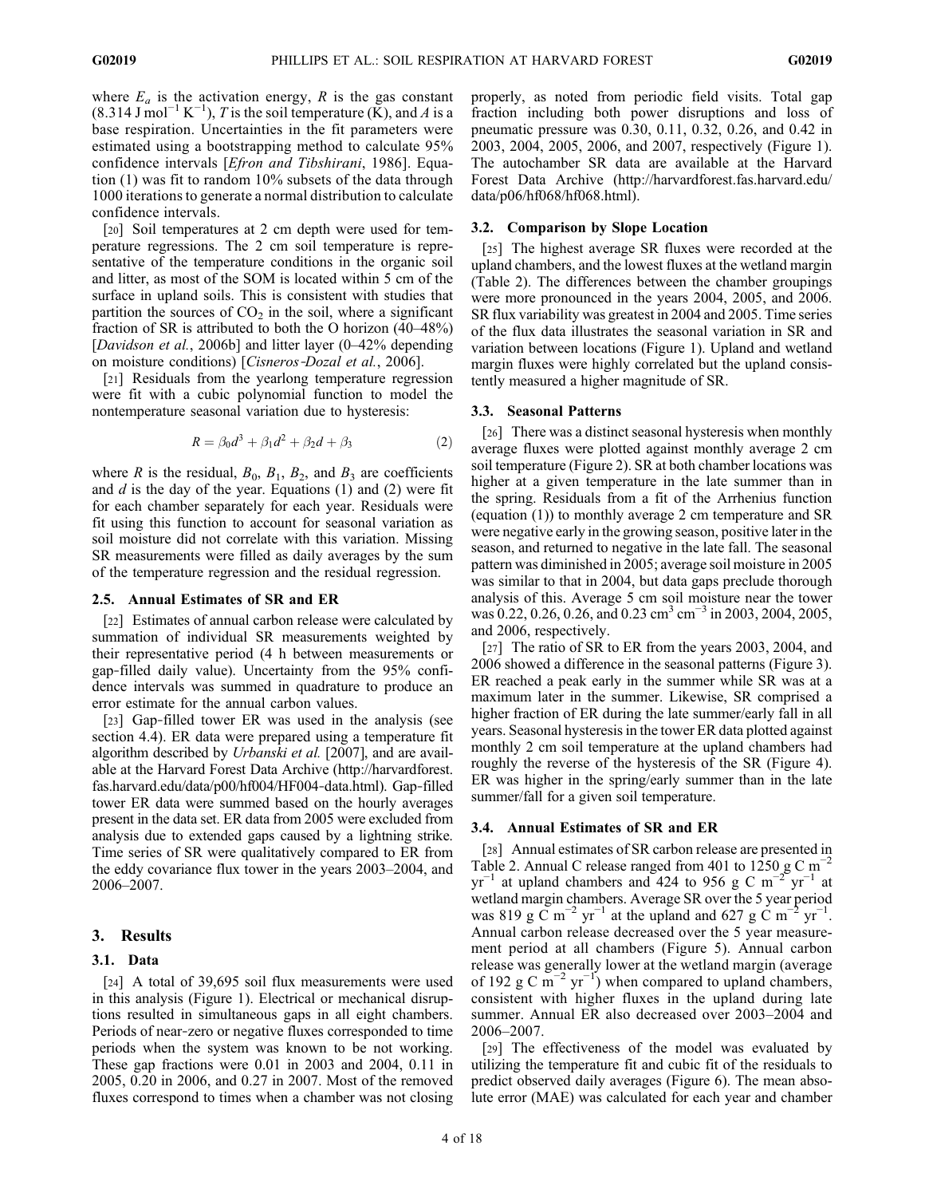where $E_a$ is the activation energy, $R$ is the gas constant (8.314 J mol$^{-1}$ K$^{-1}$), $T$ is the soil temperature (K), and $A$ is a base respiration. Uncertainties in the fit parameters were estimated using a bootstrapping method to calculate 95% confidence intervals [*Efron and Tibshirani*, 1986]. Equation (1) was fit to random 10% subsets of the data through 1000 iterations to generate a normal distribution to calculate confidence intervals.

[20] Soil temperatures at 2 cm depth were used for temperature regressions. The 2 cm soil temperature is representative of the temperature conditions in the organic soil and litter, as most of the SOM is located within 5 cm of the surface in upland soils. This is consistent with studies that partition the sources of $CO_2$ in the soil, where a significant fraction of SR is attributed to both the O horizon (40–48%) [*Davidson et al.*, 2006b] and litter layer (0–42% depending on moisture conditions) [*Cisneros-Dozal et al.*, 2006].

[21] Residuals from the yearlong temperature regression were fit with a cubic polynomial function to model the nontemperature seasonal variation due to hysteresis:

$$R = \beta_0 d^3 + \beta_1 d^2 + \beta_2 d + \beta_3 \tag{2}$$

where $R$ is the residual, $B_0$, $B_1$, $B_2$, and $B_3$ are coefficients and $d$ is the day of the year. Equations (1) and (2) were fit for each chamber separately for each year. Residuals were fit using this function to account for seasonal variation as soil moisture did not correlate with this variation. Missing SR measurements were filled as daily averages by the sum of the temperature regression and the residual regression.

### 2.5. Annual Estimates of SR and ER

[22] Estimates of annual carbon release were calculated by summation of individual SR measurements weighted by their representative period (4 h between measurements or gap-filled daily value). Uncertainty from the 95% confidence intervals was summed in quadrature to produce an error estimate for the annual carbon values.

[23] Gap-filled tower ER was used in the analysis (see section 4.4). ER data were prepared using a temperature fit algorithm described by *Urbanski et al.* [2007], and are available at the Harvard Forest Data Archive (http://harvardforest.fas.harvard.edu/data/p00/hf004/HF004-data.html). Gap-filled tower ER data were summed based on the hourly averages present in the data set. ER data from 2005 were excluded from analysis due to extended gaps caused by a lightning strike. Time series of SR were qualitatively compared to ER from the eddy covariance flux tower in the years 2003–2004, and 2006–2007.

## 3. Results

### 3.1. Data

[24] A total of 39,695 soil flux measurements were used in this analysis (Figure 1). Electrical or mechanical disruptions resulted in simultaneous gaps in all eight chambers. Periods of near-zero or negative fluxes corresponded to time periods when the system was known to be not working. These gap fractions were 0.01 in 2003 and 2004, 0.11 in 2005, 0.20 in 2006, and 0.27 in 2007. Most of the removed fluxes correspond to times when a chamber was not closing properly, as noted from periodic field visits. Total gap fraction including both power disruptions and loss of pneumatic pressure was 0.30, 0.11, 0.32, 0.26, and 0.42 in 2003, 2004, 2005, 2006, and 2007, respectively (Figure 1). The autochamber SR data are available at the Harvard Forest Data Archive (http://harvardforest.fas.harvard.edu/data/p06/hf068/hf068.html).

### 3.2. Comparison by Slope Location

[25] The highest average SR fluxes were recorded at the upland chambers, and the lowest fluxes at the wetland margin (Table 2). The differences between the chamber groupings were more pronounced in the years 2004, 2005, and 2006. SR flux variability was greatest in 2004 and 2005. Time series of the flux data illustrates the seasonal variation in SR and variation between locations (Figure 1). Upland and wetland margin fluxes were highly correlated but the upland consistently measured a higher magnitude of SR.

### 3.3. Seasonal Patterns

[26] There was a distinct seasonal hysteresis when monthly average fluxes were plotted against monthly average 2 cm soil temperature (Figure 2). SR at both chamber locations was higher at a given temperature in the late summer than in the spring. Residuals from a fit of the Arrhenius function (equation (1)) to monthly average 2 cm temperature and SR were negative early in the growing season, positive later in the season, and returned to negative in the late fall. The seasonal pattern was diminished in 2005; average soil moisture in 2005 was similar to that in 2004, but data gaps preclude thorough analysis of this. Average 5 cm soil moisture near the tower was 0.22, 0.26, 0.26, and 0.23 cm$^3$ cm$^{-3}$ in 2003, 2004, 2005, and 2006, respectively.

[27] The ratio of SR to ER from the years 2003, 2004, and 2006 showed a difference in the seasonal patterns (Figure 3). ER reached a peak early in the summer while SR was at a maximum later in the summer. Likewise, SR comprised a higher fraction of ER during the late summer/early fall in all years. Seasonal hysteresis in the tower ER data plotted against monthly 2 cm soil temperature at the upland chambers had roughly the reverse of the hysteresis of the SR (Figure 4). ER was higher in the spring/early summer than in the late summer/fall for a given soil temperature.

### 3.4. Annual Estimates of SR and ER

[28] Annual estimates of SR carbon release are presented in Table 2. Annual C release ranged from 401 to 1250 g C m$^{-2}$ yr$^{-1}$ at upland chambers and 424 to 956 g C m$^{-2}$ yr$^{-1}$ at wetland margin chambers. Average SR over the 5 year period was 819 g C m$^{-2}$ yr$^{-1}$ at the upland and 627 g C m$^{-2}$ yr$^{-1}$. Annual carbon release decreased over the 5 year measurement period at all chambers (Figure 5). Annual carbon release was generally lower at the wetland margin (average of 192 g C m$^{-2}$ yr$^{-1}$) when compared to upland chambers, consistent with higher fluxes in the upland during late summer. Annual ER also decreased over 2003–2004 and 2006–2007.

[29] The effectiveness of the model was evaluated by utilizing the temperature fit and cubic fit of the residuals to predict observed daily averages (Figure 6). The mean absolute error (MAE) was calculated for each year and chamber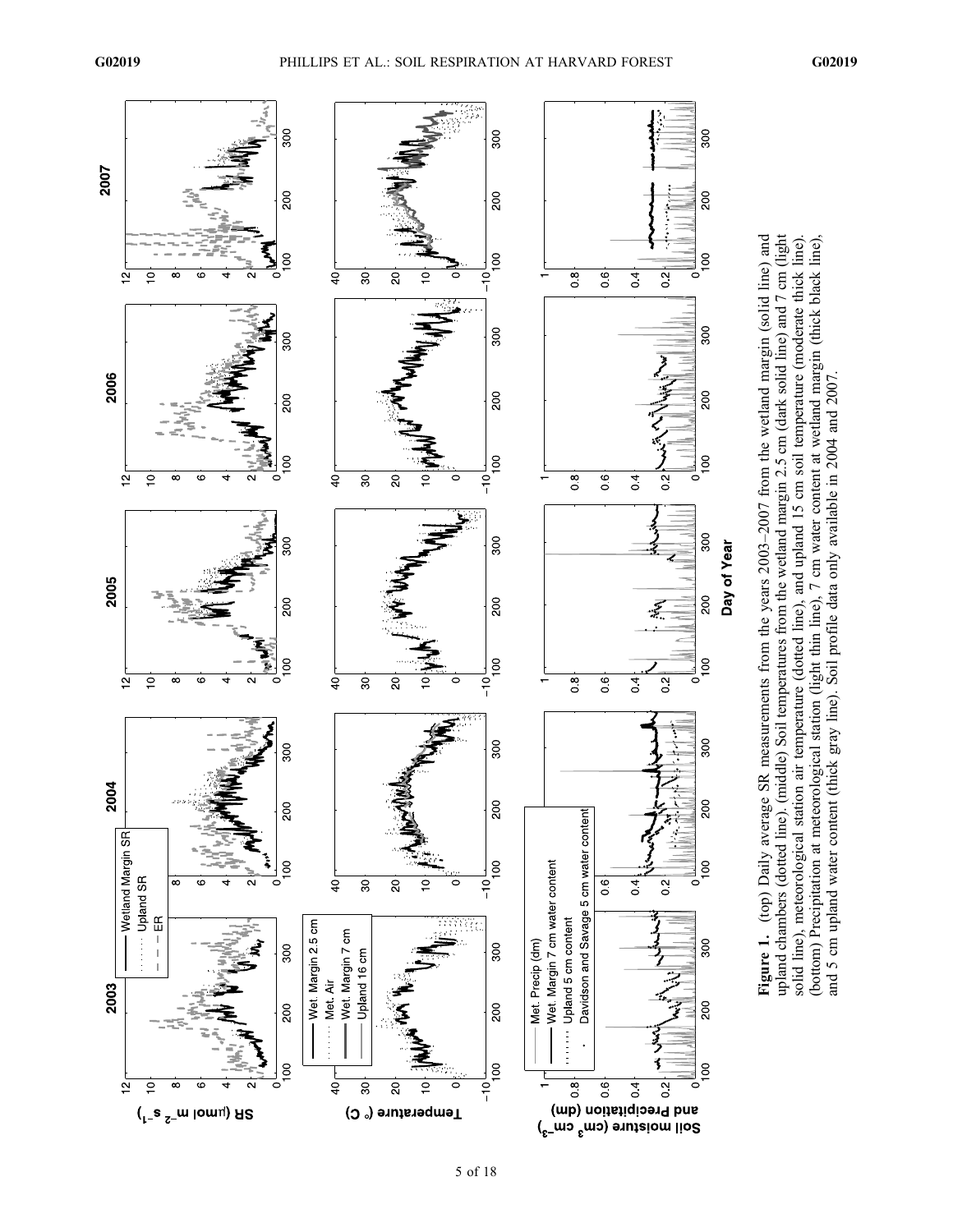**Figure 1.** (top) Daily average SR measurements from the years 2003–2007 from the wetland margin (solid line) and upland chambers (dotted line). (middle) Soil temperatures from the wetland margin 2.5 cm (dark solid line) and 7 cm (light solid line), meteorological station air temperature (dotted line), and upland 15 cm soil temperature (moderate thick line). (bottom) Precipitation at meteorological station (light thin line), 7 cm water content at wetland margin (thick black line), and 5 cm upland water content (thick gray line). Soil profile data only available in 2004 and 2007.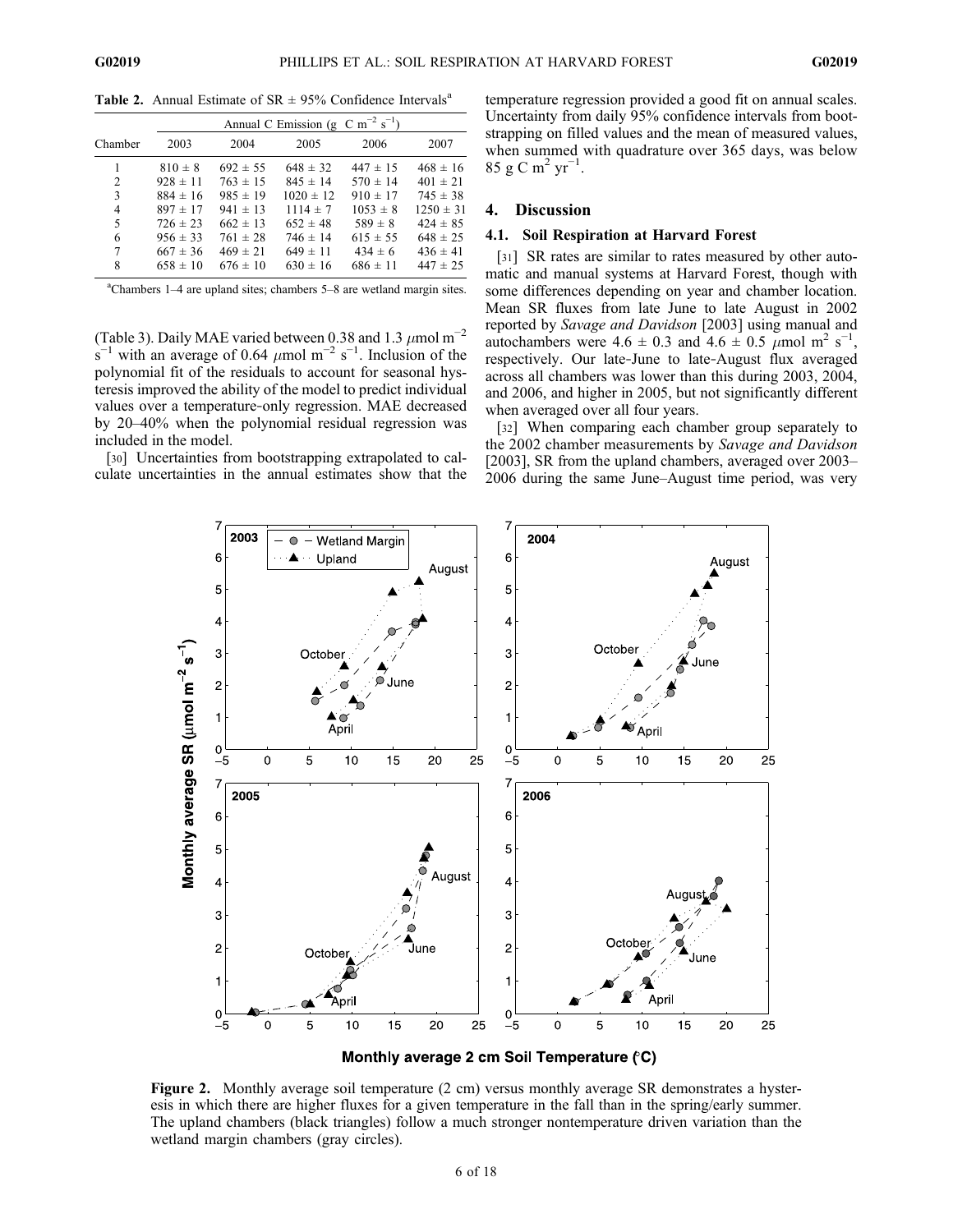**Table 2.** Annual Estimate of SR ± 95% Confidence Intervals[a]

| Chamber | Annual C Emission (g C $m^{-2}$ $s^{-1}$) | | | | |
|---|---|---|---|---|---|
| | 2003 | 2004 | 2005 | 2006 | 2007 |
| 1 | 810 ± 8 | 692 ± 55 | 648 ± 32 | 447 ± 15 | 468 ± 16 |
| 2 | 928 ± 11 | 763 ± 15 | 845 ± 14 | 570 ± 14 | 401 ± 21 |
| 3 | 884 ± 16 | 985 ± 19 | 1020 ± 12 | 910 ± 17 | 745 ± 38 |
| 4 | 897 ± 17 | 941 ± 13 | 1114 ± 7 | 1053 ± 8 | 1250 ± 31 |
| 5 | 726 ± 23 | 662 ± 13 | 652 ± 48 | 589 ± 8 | 424 ± 85 |
| 6 | 956 ± 33 | 761 ± 28 | 746 ± 14 | 615 ± 55 | 648 ± 25 |
| 7 | 667 ± 36 | 469 ± 21 | 649 ± 11 | 434 ± 6 | 436 ± 41 |
| 8 | 658 ± 10 | 676 ± 10 | 630 ± 16 | 686 ± 11 | 447 ± 25 |

[a]Chambers 1–4 are upland sites; chambers 5–8 are wetland margin sites.

(Table 3). Daily MAE varied between 0.38 and 1.3 $\mu$mol $m^{-2}$ $s^{-1}$ with an average of 0.64 $\mu$mol $m^{-2}$ $s^{-1}$. Inclusion of the polynomial fit of the residuals to account for seasonal hysteresis improved the ability of the model to predict individual values over a temperature-only regression. MAE decreased by 20–40% when the polynomial residual regression was included in the model.

[30] Uncertainties from bootstrapping extrapolated to calculate uncertainties in the annual estimates show that the temperature regression provided a good fit on annual scales. Uncertainty from daily 95% confidence intervals from bootstrapping on filled values and the mean of measured values, when summed with quadrature over 365 days, was below 85 g C $m^2$ $yr^{-1}$.

## 4. Discussion

### 4.1. Soil Respiration at Harvard Forest

[31] SR rates are similar to rates measured by other automatic and manual systems at Harvard Forest, though with some differences depending on year and chamber location. Mean SR fluxes from late June to late August in 2002 reported by *Savage and Davidson* [2003] using manual and autochambers were 4.6 ± 0.3 and 4.6 ± 0.5 $\mu$mol $m^2$ $s^{-1}$, respectively. Our late-June to late-August flux averaged across all chambers was lower than this during 2003, 2004, and 2006, and higher in 2005, but not significantly different when averaged over all four years.

[32] When comparing each chamber group separately to the 2002 chamber measurements by *Savage and Davidson* [2003], SR from the upland chambers, averaged over 2003–2006 during the same June–August time period, was very

**Figure 2.** Monthly average soil temperature (2 cm) versus monthly average SR demonstrates a hysteresis in which there are higher fluxes for a given temperature in the fall than in the spring/early summer. The upland chambers (black triangles) follow a much stronger nontemperature driven variation than the wetland margin chambers (gray circles).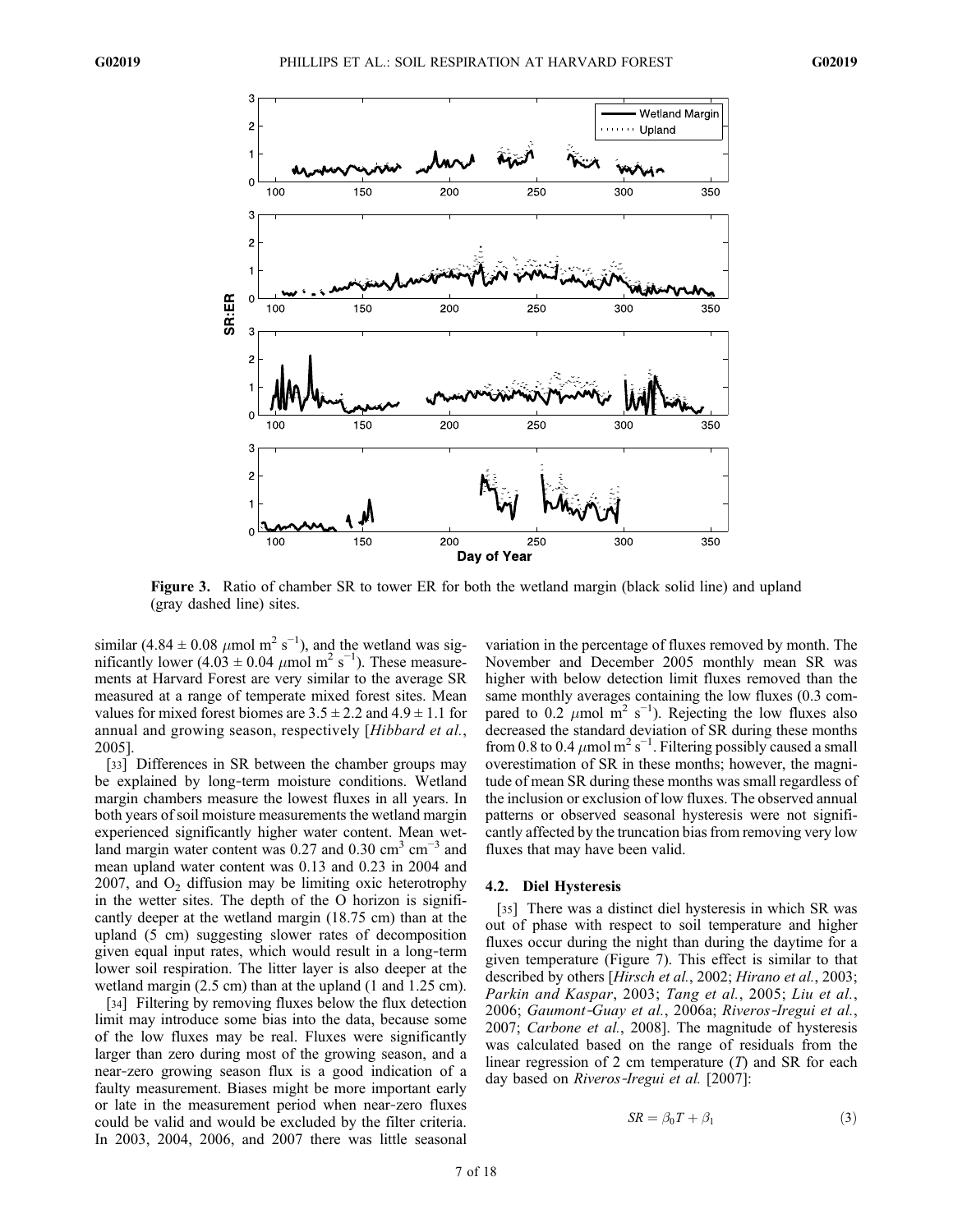**Figure 3.** Ratio of chamber SR to tower ER for both the wetland margin (black solid line) and upland (gray dashed line) sites.

similar (4.84 ± 0.08 $\mu$mol m$^2$ s$^{-1}$), and the wetland was significantly lower (4.03 ± 0.04 $\mu$mol m$^2$ s$^{-1}$). These measurements at Harvard Forest are very similar to the average SR measured at a range of temperate mixed forest sites. Mean values for mixed forest biomes are 3.5 ± 2.2 and 4.9 ± 1.1 for annual and growing season, respectively [*Hibbard et al.*, 2005].

[33] Differences in SR between the chamber groups may be explained by long-term moisture conditions. Wetland margin chambers measure the lowest fluxes in all years. In both years of soil moisture measurements the wetland margin experienced significantly higher water content. Mean wetland margin water content was 0.27 and 0.30 cm$^3$ cm$^{-3}$ and mean upland water content was 0.13 and 0.23 in 2004 and 2007, and $O_2$ diffusion may be limiting oxic heterotrophy in the wetter sites. The depth of the O horizon is significantly deeper at the wetland margin (18.75 cm) than at the upland (5 cm) suggesting slower rates of decomposition given equal input rates, which would result in a long-term lower soil respiration. The litter layer is also deeper at the wetland margin (2.5 cm) than at the upland (1 and 1.25 cm).

[34] Filtering by removing fluxes below the flux detection limit may introduce some bias into the data, because some of the low fluxes may be real. Fluxes were significantly larger than zero during most of the growing season, and a near-zero growing season flux is a good indication of a faulty measurement. Biases might be more important early or late in the measurement period when near-zero fluxes could be valid and would be excluded by the filter criteria. In 2003, 2004, 2006, and 2007 there was little seasonal variation in the percentage of fluxes removed by month. The November and December 2005 monthly mean SR was higher with below detection limit fluxes removed than the same monthly averages containing the low fluxes (0.3 compared to 0.2 $\mu$mol m$^2$ s$^{-1}$). Rejecting the low fluxes also decreased the standard deviation of SR during these months from 0.8 to 0.4 $\mu$mol m$^2$ s$^{-1}$. Filtering possibly caused a small overestimation of SR in these months; however, the magnitude of mean SR during these months was small regardless of the inclusion or exclusion of low fluxes. The observed annual patterns or observed seasonal hysteresis were not significantly affected by the truncation bias from removing very low fluxes that may have been valid.

### 4.2. Diel Hysteresis

[35] There was a distinct diel hysteresis in which SR was out of phase with respect to soil temperature and higher fluxes occur during the night than during the daytime for a given temperature (Figure 7). This effect is similar to that described by others [*Hirsch et al.*, 2002; *Hirano et al.*, 2003; *Parkin and Kaspar*, 2003; *Tang et al.*, 2005; *Liu et al.*, 2006; *Gaumont-Guay et al.*, 2006a; *Riveros-Iregui et al.*, 2007; *Carbone et al.*, 2008]. The magnitude of hysteresis was calculated based on the range of residuals from the linear regression of 2 cm temperature ($T$) and SR for each day based on *Riveros-Iregui et al.* [2007]:

$$SR = \beta_0 T + \beta_1 \qquad (3)$$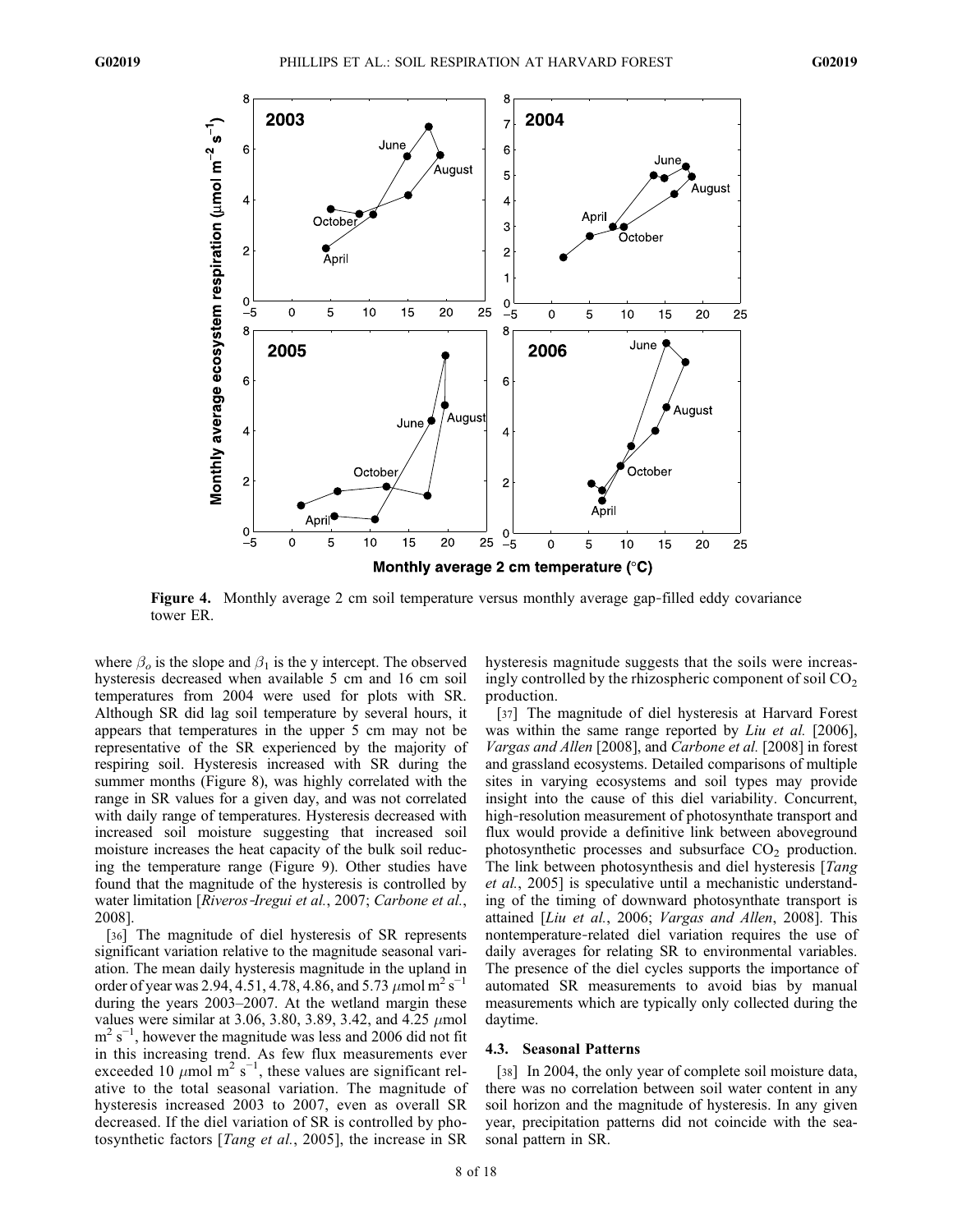Figure 4. Monthly average 2 cm soil temperature versus monthly average gap-filled eddy covariance tower ER.

where $\beta_o$ is the slope and $\beta_1$ is the y intercept. The observed hysteresis decreased when available 5 cm and 16 cm soil temperatures from 2004 were used for plots with SR. Although SR did lag soil temperature by several hours, it appears that temperatures in the upper 5 cm may not be representative of the SR experienced by the majority of respiring soil. Hysteresis increased with SR during the summer months (Figure 8), was highly correlated with the range in SR values for a given day, and was not correlated with daily range of temperatures. Hysteresis decreased with increased soil moisture suggesting that increased soil moisture increases the heat capacity of the bulk soil reducing the temperature range (Figure 9). Other studies have found that the magnitude of the hysteresis is controlled by water limitation [*Riveros-Iregui et al.*, 2007; *Carbone et al.*, 2008].

[36] The magnitude of diel hysteresis of SR represents significant variation relative to the magnitude seasonal variation. The mean daily hysteresis magnitude in the upland in order of year was 2.94, 4.51, 4.78, 4.86, and 5.73 $\mu$mol m$^2$ s$^{-1}$ during the years 2003–2007. At the wetland margin these values were similar at 3.06, 3.80, 3.89, 3.42, and 4.25 $\mu$mol m$^2$ s$^{-1}$, however the magnitude was less and 2006 did not fit in this increasing trend. As few flux measurements ever exceeded 10 $\mu$mol m$^2$ s$^{-1}$, these values are significant relative to the total seasonal variation. The magnitude of hysteresis increased 2003 to 2007, even as overall SR decreased. If the diel variation of SR is controlled by photosynthetic factors [*Tang et al.*, 2005], the increase in SR hysteresis magnitude suggests that the soils were increasingly controlled by the rhizospheric component of soil $CO_2$ production.

[37] The magnitude of diel hysteresis at Harvard Forest was within the same range reported by *Liu et al.* [2006], *Vargas and Allen* [2008], and *Carbone et al.* [2008] in forest and grassland ecosystems. Detailed comparisons of multiple sites in varying ecosystems and soil types may provide insight into the cause of this diel variability. Concurrent, high-resolution measurement of photosynthate transport and flux would provide a definitive link between aboveground photosynthetic processes and subsurface $CO_2$ production. The link between photosynthesis and diel hysteresis [*Tang et al.*, 2005] is speculative until a mechanistic understanding of the timing of downward photosynthate transport is attained [*Liu et al.*, 2006; *Vargas and Allen*, 2008]. This nontemperature-related diel variation requires the use of daily averages for relating SR to environmental variables. The presence of the diel cycles supports the importance of automated SR measurements to avoid bias by manual measurements which are typically only collected during the daytime.

### 4.3. Seasonal Patterns

[38] In 2004, the only year of complete soil moisture data, there was no correlation between soil water content in any soil horizon and the magnitude of hysteresis. In any given year, precipitation patterns did not coincide with the seasonal pattern in SR.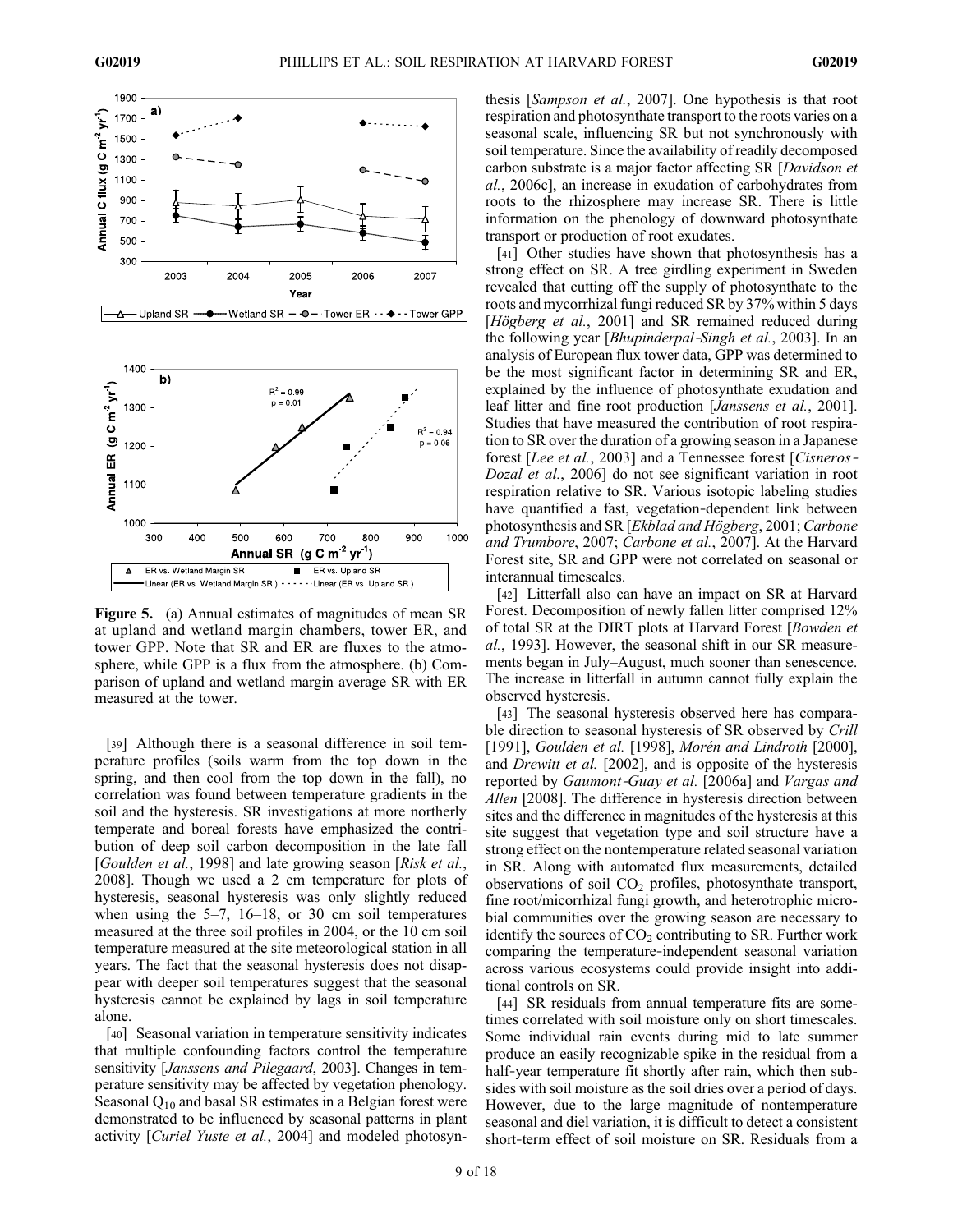**Figure 5.** (a) Annual estimates of magnitudes of mean SR at upland and wetland margin chambers, tower ER, and tower GPP. Note that SR and ER are fluxes to the atmosphere, while GPP is a flux from the atmosphere. (b) Comparison of upland and wetland margin average SR with ER measured at the tower.

[39] Although there is a seasonal difference in soil temperature profiles (soils warm from the top down in the spring, and then cool from the top down in the fall), no correlation was found between temperature gradients in the soil and the hysteresis. SR investigations at more northerly temperate and boreal forests have emphasized the contribution of deep soil carbon decomposition in the late fall [*Goulden et al.*, 1998] and late growing season [*Risk et al.*, 2008]. Though we used a 2 cm temperature for plots of hysteresis, seasonal hysteresis was only slightly reduced when using the 5–7, 16–18, or 30 cm soil temperatures measured at the three soil profiles in 2004, or the 10 cm soil temperature measured at the site meteorological station in all years. The fact that the seasonal hysteresis does not disappear with deeper soil temperatures suggest that the seasonal hysteresis cannot be explained by lags in soil temperature alone.

[40] Seasonal variation in temperature sensitivity indicates that multiple confounding factors control the temperature sensitivity [*Janssens and Pilegaard*, 2003]. Changes in temperature sensitivity may be affected by vegetation phenology. Seasonal $Q_{10}$ and basal SR estimates in a Belgian forest were demonstrated to be influenced by seasonal patterns in plant activity [*Curiel Yuste et al.*, 2004] and modeled photosynthesis [*Sampson et al.*, 2007]. One hypothesis is that root respiration and photosynthate transport to the roots varies on a seasonal scale, influencing SR but not synchronously with soil temperature. Since the availability of readily decomposed carbon substrate is a major factor affecting SR [*Davidson et al.*, 2006c], an increase in exudation of carbohydrates from roots to the rhizosphere may increase SR. There is little information on the phenology of downward photosynthate transport or production of root exudates.

[41] Other studies have shown that photosynthesis has a strong effect on SR. A tree girdling experiment in Sweden revealed that cutting off the supply of photosynthate to the roots and mycorrhizal fungi reduced SR by 37% within 5 days [*Högberg et al.*, 2001] and SR remained reduced during the following year [*Bhupinderpal-Singh et al.*, 2003]. In an analysis of European flux tower data, GPP was determined to be the most significant factor in determining SR and ER, explained by the influence of photosynthate exudation and leaf litter and fine root production [*Janssens et al.*, 2001]. Studies that have measured the contribution of root respiration to SR over the duration of a growing season in a Japanese forest [*Lee et al.*, 2003] and a Tennessee forest [*Cisneros-Dozal et al.*, 2006] do not see significant variation in root respiration relative to SR. Various isotopic labeling studies have quantified a fast, vegetation-dependent link between photosynthesis and SR [*Ekblad and Högberg*, 2001; *Carbone and Trumbore*, 2007; *Carbone et al.*, 2007]. At the Harvard Forest site, SR and GPP were not correlated on seasonal or interannual timescales.

[42] Litterfall also can have an impact on SR at Harvard Forest. Decomposition of newly fallen litter comprised 12% of total SR at the DIRT plots at Harvard Forest [*Bowden et al.*, 1993]. However, the seasonal shift in our SR measurements began in July–August, much sooner than senescence. The increase in litterfall in autumn cannot fully explain the observed hysteresis.

[43] The seasonal hysteresis observed here has comparable direction to seasonal hysteresis of SR observed by *Crill* [1991], *Goulden et al.* [1998], *Morén and Lindroth* [2000], and *Drewitt et al.* [2002], and is opposite of the hysteresis reported by *Gaumont-Guay et al.* [2006a] and *Vargas and Allen* [2008]. The difference in hysteresis direction between sites and the difference in magnitudes of the hysteresis at this site suggest that vegetation type and soil structure have a strong effect on the nontemperature related seasonal variation in SR. Along with automated flux measurements, detailed observations of soil $CO_2$ profiles, photosynthate transport, fine root/micorrhizal fungi growth, and heterotrophic microbial communities over the growing season are necessary to identify the sources of $CO_2$ contributing to SR. Further work comparing the temperature-independent seasonal variation across various ecosystems could provide insight into additional controls on SR.

[44] SR residuals from annual temperature fits are sometimes correlated with soil moisture only on short timescales. Some individual rain events during mid to late summer produce an easily recognizable spike in the residual from a half-year temperature fit shortly after rain, which then subsides with soil moisture as the soil dries over a period of days. However, due to the large magnitude of nontemperature seasonal and diel variation, it is difficult to detect a consistent short-term effect of soil moisture on SR. Residuals from a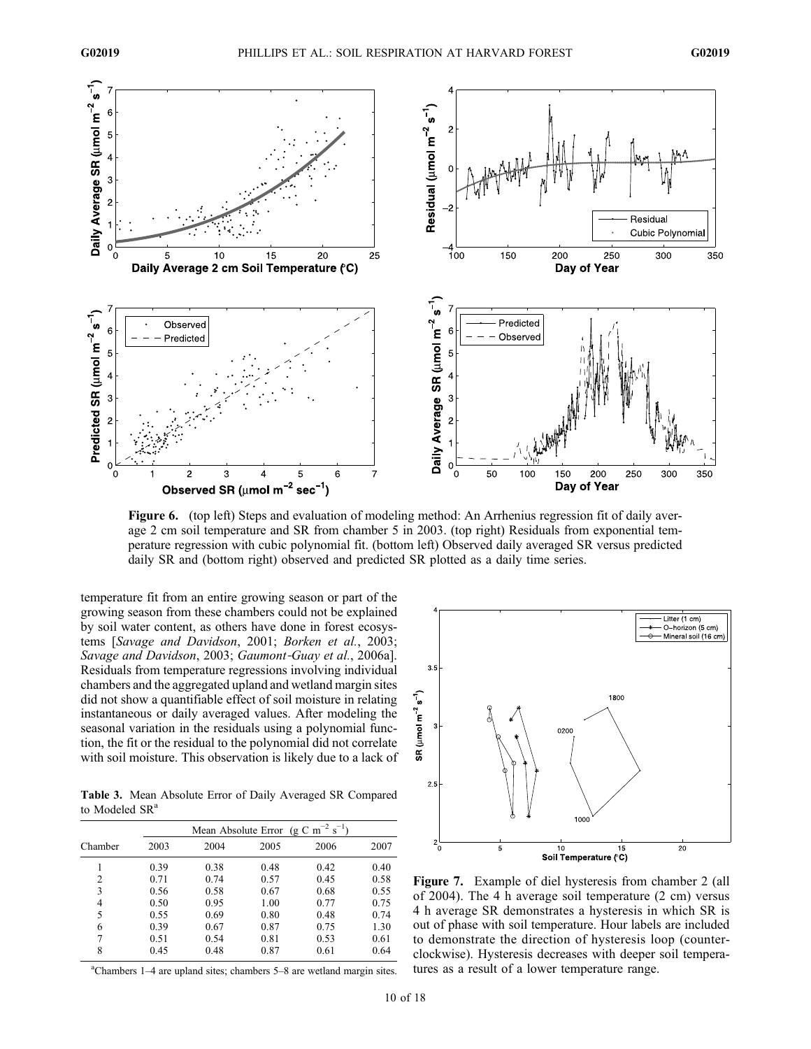**Figure 6.** (top left) Steps and evaluation of modeling method: An Arrhenius regression fit of daily average 2 cm soil temperature and SR from chamber 5 in 2003. (top right) Residuals from exponential temperature regression with cubic polynomial fit. (bottom left) Observed daily averaged SR versus predicted daily SR and (bottom right) observed and predicted SR plotted as a daily time series.

temperature fit from an entire growing season or part of the growing season from these chambers could not be explained by soil water content, as others have done in forest ecosystems [*Savage and Davidson*, 2001; *Borken et al.*, 2003; *Savage and Davidson*, 2003; *Gaumont-Guay et al.*, 2006a]. Residuals from temperature regressions involving individual chambers and the aggregated upland and wetland margin sites did not show a quantifiable effect of soil moisture in relating instantaneous or daily averaged values. After modeling the seasonal variation in the residuals using a polynomial function, the fit or the residual to the polynomial did not correlate with soil moisture. This observation is likely due to a lack of

**Table 3.** Mean Absolute Error of Daily Averaged SR Compared to Modeled SR[a]

| Chamber | Mean Absolute Error (g C $m^{-2}$ $s^{-1}$) | | | | |
|---|---|---|---|---|---|
| | 2003 | 2004 | 2005 | 2006 | 2007 |
| 1 | 0.39 | 0.38 | 0.48 | 0.42 | 0.40 |
| 2 | 0.71 | 0.74 | 0.57 | 0.45 | 0.58 |
| 3 | 0.56 | 0.58 | 0.67 | 0.68 | 0.55 |
| 4 | 0.50 | 0.95 | 1.00 | 0.77 | 0.75 |
| 5 | 0.55 | 0.69 | 0.80 | 0.48 | 0.74 |
| 6 | 0.39 | 0.67 | 0.87 | 0.75 | 1.30 |
| 7 | 0.51 | 0.54 | 0.81 | 0.53 | 0.61 |
| 8 | 0.45 | 0.48 | 0.87 | 0.61 | 0.64 |

[a]Chambers 1–4 are upland sites; chambers 5–8 are wetland margin sites.

**Figure 7.** Example of diel hysteresis from chamber 2 (all of 2004). The 4 h average soil temperature (2 cm) versus 4 h average SR demonstrates a hysteresis in which SR is out of phase with soil temperature. Hour labels are included to demonstrate the direction of hysteresis loop (counterclockwise). Hysteresis decreases with deeper soil temperatures as a result of a lower temperature range.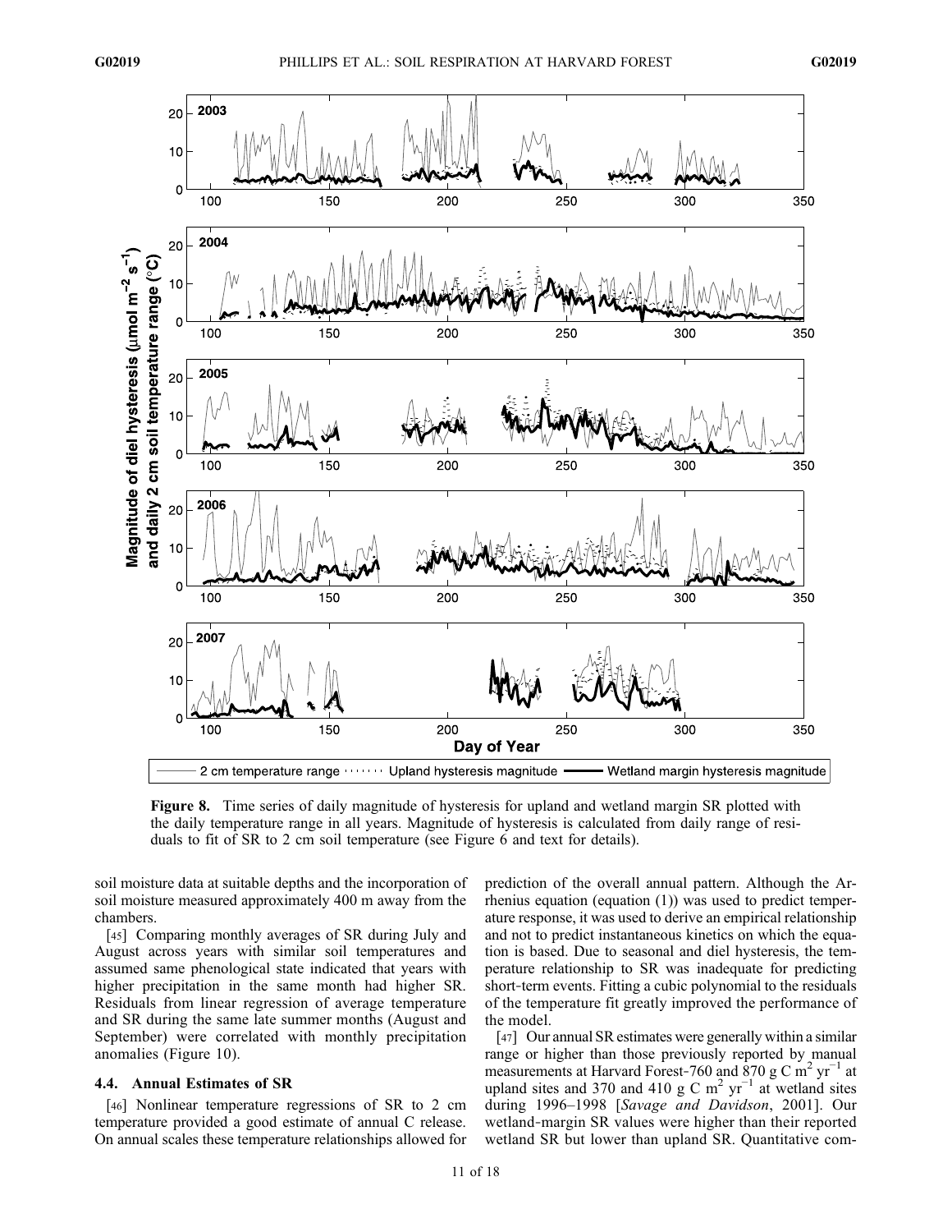**Figure 8.** Time series of daily magnitude of hysteresis for upland and wetland margin SR plotted with the daily temperature range in all years. Magnitude of hysteresis is calculated from daily range of residuals to fit of SR to 2 cm soil temperature (see Figure 6 and text for details).

soil moisture data at suitable depths and the incorporation of soil moisture measured approximately 400 m away from the chambers.

[45] Comparing monthly averages of SR during July and August across years with similar soil temperatures and assumed same phenological state indicated that years with higher precipitation in the same month had higher SR. Residuals from linear regression of average temperature and SR during the same late summer months (August and September) were correlated with monthly precipitation anomalies (Figure 10).

### 4.4. Annual Estimates of SR

[46] Nonlinear temperature regressions of SR to 2 cm temperature provided a good estimate of annual C release. On annual scales these temperature relationships allowed for prediction of the overall annual pattern. Although the Arrhenius equation (equation (1)) was used to predict temperature response, it was used to derive an empirical relationship and not to predict instantaneous kinetics on which the equation is based. Due to seasonal and diel hysteresis, the temperature relationship to SR was inadequate for predicting short-term events. Fitting a cubic polynomial to the residuals of the temperature fit greatly improved the performance of the model.

[47] Our annual SR estimates were generally within a similar range or higher than those previously reported by manual measurements at Harvard Forest-760 and 870 g C $m^2$ $yr^{-1}$ at upland sites and 370 and 410 g C $m^2$ $yr^{-1}$ at wetland sites during 1996–1998 [*Savage and Davidson*, 2001]. Our wetland-margin SR values were higher than their reported wetland SR but lower than upland SR. Quantitative com-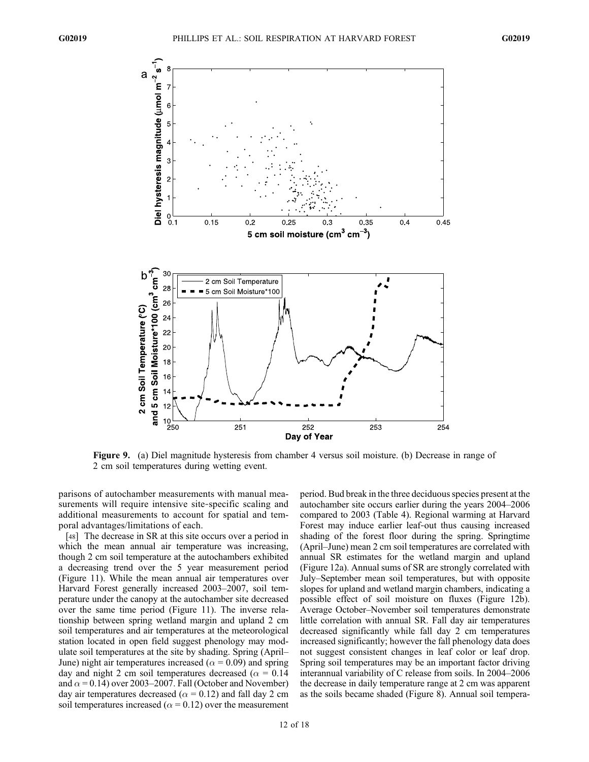**Figure 9.** (a) Diel magnitude hysteresis from chamber 4 versus soil moisture. (b) Decrease in range of 2 cm soil temperatures during wetting event.

parisons of autochamber measurements with manual measurements will require intensive site-specific scaling and additional measurements to account for spatial and temporal advantages/limitations of each.

[48] The decrease in SR at this site occurs over a period in which the mean annual air temperature was increasing, though 2 cm soil temperature at the autochambers exhibited a decreasing trend over the 5 year measurement period (Figure 11). While the mean annual air temperatures over Harvard Forest generally increased 2003–2007, soil temperature under the canopy at the autochamber site decreased over the same time period (Figure 11). The inverse relationship between spring wetland margin and upland 2 cm soil temperatures and air temperatures at the meteorological station located in open field suggest phenology may modulate soil temperatures at the site by shading. Spring (April–June) night air temperatures increased ($\alpha = 0.09$) and spring day and night 2 cm soil temperatures decreased ($\alpha = 0.14$ and $\alpha = 0.14$) over 2003–2007. Fall (October and November) day air temperatures decreased ($\alpha = 0.12$) and fall day 2 cm soil temperatures increased ($\alpha = 0.12$) over the measurement period. Bud break in the three deciduous species present at the autochamber site occurs earlier during the years 2004–2006 compared to 2003 (Table 4). Regional warming at Harvard Forest may induce earlier leaf-out thus causing increased shading of the forest floor during the spring. Springtime (April–June) mean 2 cm soil temperatures are correlated with annual SR estimates for the wetland margin and upland (Figure 12a). Annual sums of SR are strongly correlated with July–September mean soil temperatures, but with opposite slopes for upland and wetland margin chambers, indicating a possible effect of soil moisture on fluxes (Figure 12b). Average October–November soil temperatures demonstrate little correlation with annual SR. Fall day air temperatures decreased significantly while fall day 2 cm temperatures increased significantly; however the fall phenology data does not suggest consistent changes in leaf color or leaf drop. Spring soil temperatures may be an important factor driving interannual variability of C release from soils. In 2004–2006 the decrease in daily temperature range at 2 cm was apparent as the soils became shaded (Figure 8). Annual soil tempera-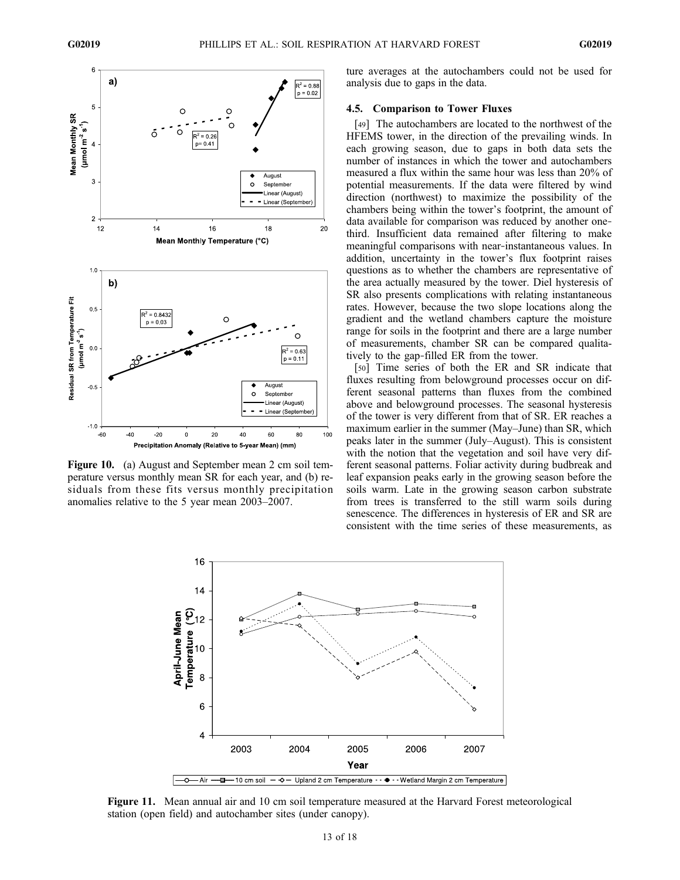ture averages at the autochambers could not be used for analysis due to gaps in the data.

### 4.5. Comparison to Tower Fluxes

[49] The autochambers are located to the northwest of the HFEMS tower, in the direction of the prevailing winds. In each growing season, due to gaps in both data sets the number of instances in which the tower and autochambers measured a flux within the same hour was less than 20% of potential measurements. If the data were filtered by wind direction (northwest) to maximize the possibility of the chambers being within the tower's footprint, the amount of data available for comparison was reduced by another one-third. Insufficient data remained after filtering to make meaningful comparisons with near-instantaneous values. In addition, uncertainty in the tower's flux footprint raises questions as to whether the chambers are representative of the area actually measured by the tower. Diel hysteresis of SR also presents complications with relating instantaneous rates. However, because the two slope locations along the gradient and the wetland chambers capture the moisture range for soils in the footprint and there are a large number of measurements, chamber SR can be compared qualitatively to the gap-filled ER from the tower.

[50] Time series of both the ER and SR indicate that fluxes resulting from belowground processes occur on different seasonal patterns than fluxes from the combined above and belowground processes. The seasonal hysteresis of the tower is very different from that of SR. ER reaches a maximum earlier in the summer (May–June) than SR, which peaks later in the summer (July–August). This is consistent with the notion that the vegetation and soil have very different seasonal patterns. Foliar activity during budbreak and leaf expansion peaks early in the growing season before the soils warm. Late in the growing season carbon substrate from trees is transferred to the still warm soils during senescence. The differences in hysteresis of ER and SR are consistent with the time series of these measurements, as

**Figure 10.** (a) August and September mean 2 cm soil temperature versus monthly mean SR for each year, and (b) residuals from these fits versus monthly precipitation anomalies relative to the 5 year mean 2003–2007.

**Figure 11.** Mean annual air and 10 cm soil temperature measured at the Harvard Forest meteorological station (open field) and autochamber sites (under canopy).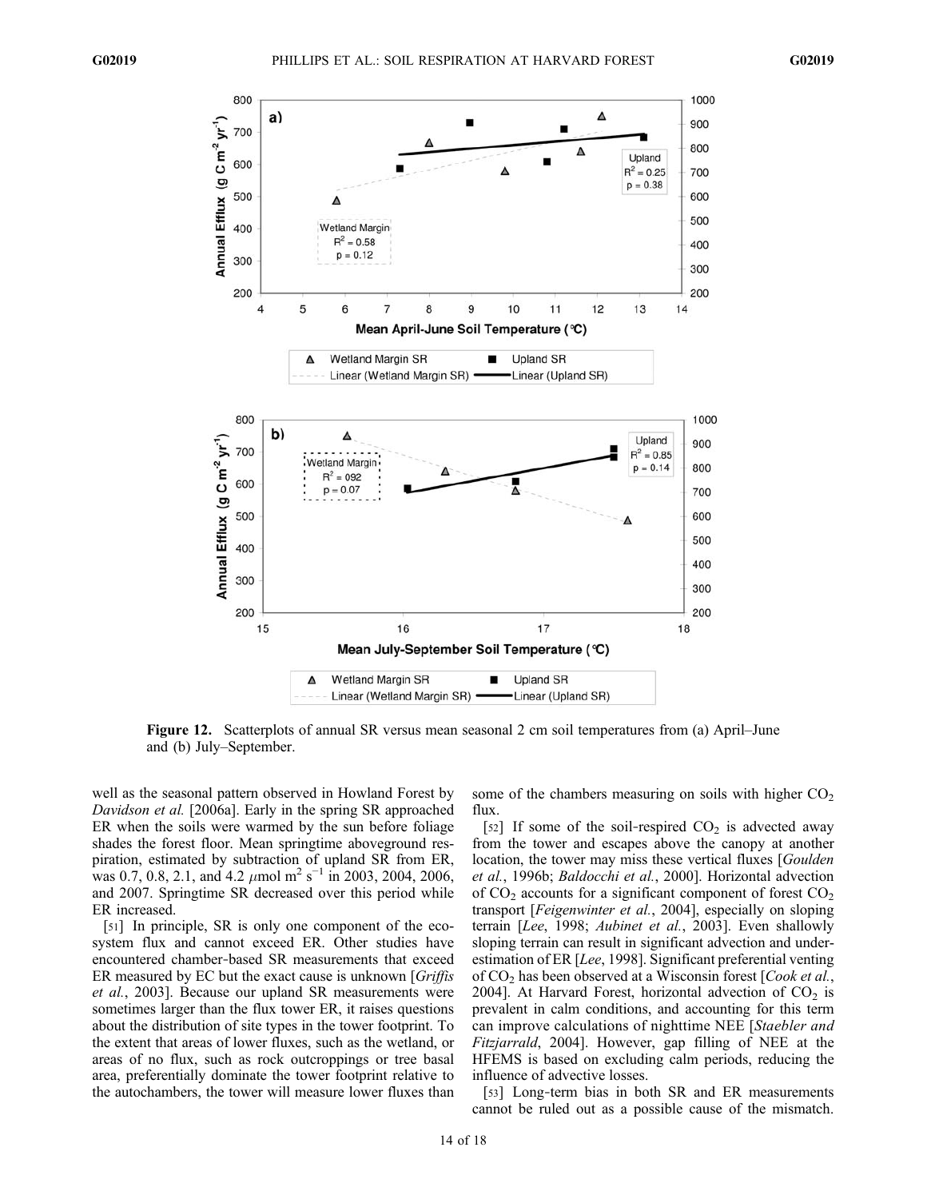**Figure 12.** Scatterplots of annual SR versus mean seasonal 2 cm soil temperatures from (a) April–June and (b) July–September.

well as the seasonal pattern observed in Howland Forest by *Davidson et al.* [2006a]. Early in the spring SR approached ER when the soils were warmed by the sun before foliage shades the forest floor. Mean springtime aboveground respiration, estimated by subtraction of upland SR from ER, was 0.7, 0.8, 2.1, and 4.2 $\mu$mol m$^2$ s$^{-1}$ in 2003, 2004, 2006, and 2007. Springtime SR decreased over this period while ER increased.

[51] In principle, SR is only one component of the ecosystem flux and cannot exceed ER. Other studies have encountered chamber-based SR measurements that exceed ER measured by EC but the exact cause is unknown [*Griffis et al.*, 2003]. Because our upland SR measurements were sometimes larger than the flux tower ER, it raises questions about the distribution of site types in the tower footprint. To the extent that areas of lower fluxes, such as the wetland, or areas of no flux, such as rock outcroppings or tree basal area, preferentially dominate the tower footprint relative to the autochambers, the tower will measure lower fluxes than some of the chambers measuring on soils with higher $CO_2$ flux.

[52] If some of the soil-respired $CO_2$ is advected away from the tower and escapes above the canopy at another location, the tower may miss these vertical fluxes [*Goulden et al.*, 1996b; *Baldocchi et al.*, 2000]. Horizontal advection of $CO_2$ accounts for a significant component of forest $CO_2$ transport [*Feigenwinter et al.*, 2004], especially on sloping terrain [*Lee*, 1998; *Aubinet et al.*, 2003]. Even shallowly sloping terrain can result in significant advection and underestimation of ER [*Lee*, 1998]. Significant preferential venting of $CO_2$ has been observed at a Wisconsin forest [*Cook et al.*, 2004]. At Harvard Forest, horizontal advection of $CO_2$ is prevalent in calm conditions, and accounting for this term can improve calculations of nighttime NEE [*Staebler and Fitzjarrald*, 2004]. However, gap filling of NEE at the HFEMS is based on excluding calm periods, reducing the influence of advective losses.

[53] Long-term bias in both SR and ER measurements cannot be ruled out as a possible cause of the mismatch.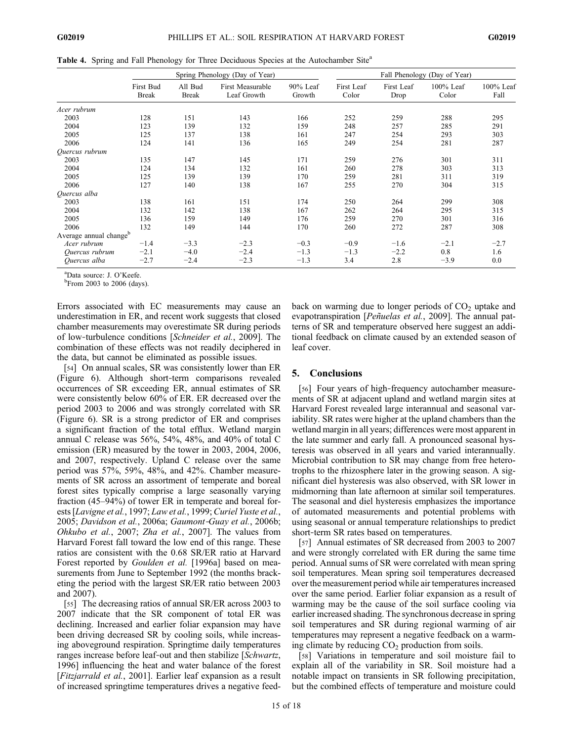**Table 4.** Spring and Fall Phenology for Three Deciduous Species at the Autochamber Site[a]

| | Spring Phenology (Day of Year) | | | | Fall Phenology (Day of Year) | | | |
|---|---|---|---|---|---|---|---|---|
| | First Bud Break | All Bud Break | First Measurable Leaf Growth | 90% Leaf Growth | First Leaf Color | First Leaf Drop | 100% Leaf Color | 100% Leaf Fall |
| *Acer rubrum* | | | | | | | | |
| 2003 | 128 | 151 | 143 | 166 | 252 | 259 | 288 | 295 |
| 2004 | 123 | 139 | 132 | 159 | 248 | 257 | 285 | 291 |
| 2005 | 125 | 137 | 138 | 161 | 247 | 254 | 293 | 303 |
| 2006 | 124 | 141 | 136 | 165 | 249 | 254 | 281 | 287 |
| *Quercus rubrum* | | | | | | | | |
| 2003 | 135 | 147 | 145 | 171 | 259 | 276 | 301 | 311 |
| 2004 | 124 | 134 | 132 | 161 | 260 | 278 | 303 | 313 |
| 2005 | 125 | 139 | 139 | 170 | 259 | 281 | 311 | 319 |
| 2006 | 127 | 140 | 138 | 167 | 255 | 270 | 304 | 315 |
| *Quercus alba* | | | | | | | | |
| 2003 | 138 | 161 | 151 | 174 | 250 | 264 | 299 | 308 |
| 2004 | 132 | 142 | 138 | 167 | 262 | 264 | 295 | 315 |
| 2005 | 136 | 159 | 149 | 176 | 259 | 270 | 301 | 316 |
| 2006 | 132 | 149 | 144 | 170 | 260 | 272 | 287 | 308 |
| Average annual change[b] | | | | | | | | |
| *Acer rubrum* | −1.4 | −3.3 | −2.3 | −0.3 | −0.9 | −1.6 | −2.1 | −2.7 |
| *Quercus rubrum* | −2.1 | −4.0 | −2.4 | −1.3 | −1.3 | −2.2 | 0.8 | 1.6 |
| *Quercus alba* | −2.7 | −2.4 | −2.3 | −1.3 | 3.4 | 2.8 | −3.9 | 0.0 |

[a]Data source: J. O'Keefe.
[b]From 2003 to 2006 (days).

Errors associated with EC measurements may cause an underestimation in ER, and recent work suggests that closed chamber measurements may overestimate SR during periods of low-turbulence conditions [*Schneider et al.*, 2009]. The combination of these effects was not readily deciphered in the data, but cannot be eliminated as possible issues.

[54] On annual scales, SR was consistently lower than ER (Figure 6). Although short-term comparisons revealed occurrences of SR exceeding ER, annual estimates of SR were consistently below 60% of ER. ER decreased over the period 2003 to 2006 and was strongly correlated with SR (Figure 6). SR is a strong predictor of ER and comprises a significant fraction of the total efflux. Wetland margin annual C release was 56%, 54%, 48%, and 40% of total C emission (ER) measured by the tower in 2003, 2004, 2006, and 2007, respectively. Upland C release over the same period was 57%, 59%, 48%, and 42%. Chamber measurements of SR across an assortment of temperate and boreal forest sites typically comprise a large seasonally varying fraction (45–94%) of tower ER in temperate and boreal forests [*Lavigne et al.*, 1997; *Law et al.*, 1999; *Curiel Yuste et al.*, 2005; *Davidson et al.*, 2006a; *Gaumont-Guay et al.*, 2006b; *Ohkubo et al.*, 2007; *Zha et al.*, 2007]. The values from Harvard Forest fall toward the low end of this range. These ratios are consistent with the 0.68 SR/ER ratio at Harvard Forest reported by *Goulden et al.* [1996a] based on measurements from June to September 1992 (the months bracketing the period with the largest SR/ER ratio between 2003 and 2007).

[55] The decreasing ratios of annual SR/ER across 2003 to 2007 indicate that the SR component of total ER was declining. Increased and earlier foliar expansion may have been driving decreased SR by cooling soils, while increasing aboveground respiration. Springtime daily temperatures ranges increase before leaf-out and then stabilize [*Schwartz*, 1996] influencing the heat and water balance of the forest [*Fitzjarrald et al.*, 2001]. Earlier leaf expansion as a result of increased springtime temperatures drives a negative feedback on warming due to longer periods of $CO_2$ uptake and evapotranspiration [*Peñuelas et al.*, 2009]. The annual patterns of SR and temperature observed here suggest an additional feedback on climate caused by an extended season of leaf cover.

## 5. Conclusions

[56] Four years of high-frequency autochamber measurements of SR at adjacent upland and wetland margin sites at Harvard Forest revealed large interannual and seasonal variability. SR rates were higher at the upland chambers than the wetland margin in all years; differences were most apparent in the late summer and early fall. A pronounced seasonal hysteresis was observed in all years and varied interannually. Microbial contribution to SR may change from free heterotrophs to the rhizosphere later in the growing season. A significant diel hysteresis was also observed, with SR lower in midmorning than late afternoon at similar soil temperatures. The seasonal and diel hysteresis emphasizes the importance of automated measurements and potential problems with using seasonal or annual temperature relationships to predict short-term SR rates based on temperatures.

[57] Annual estimates of SR decreased from 2003 to 2007 and were strongly correlated with ER during the same time period. Annual sums of SR were correlated with mean spring soil temperatures. Mean spring soil temperatures decreased over the measurement period while air temperatures increased over the same period. Earlier foliar expansion as a result of warming may be the cause of the soil surface cooling via earlier increased shading. The synchronous decrease in spring soil temperatures and SR during regional warming of air temperatures may represent a negative feedback on a warming climate by reducing $CO_2$ production from soils.

[58] Variations in temperature and soil moisture fail to explain all of the variability in SR. Soil moisture had a notable impact on transients in SR following precipitation, but the combined effects of temperature and moisture could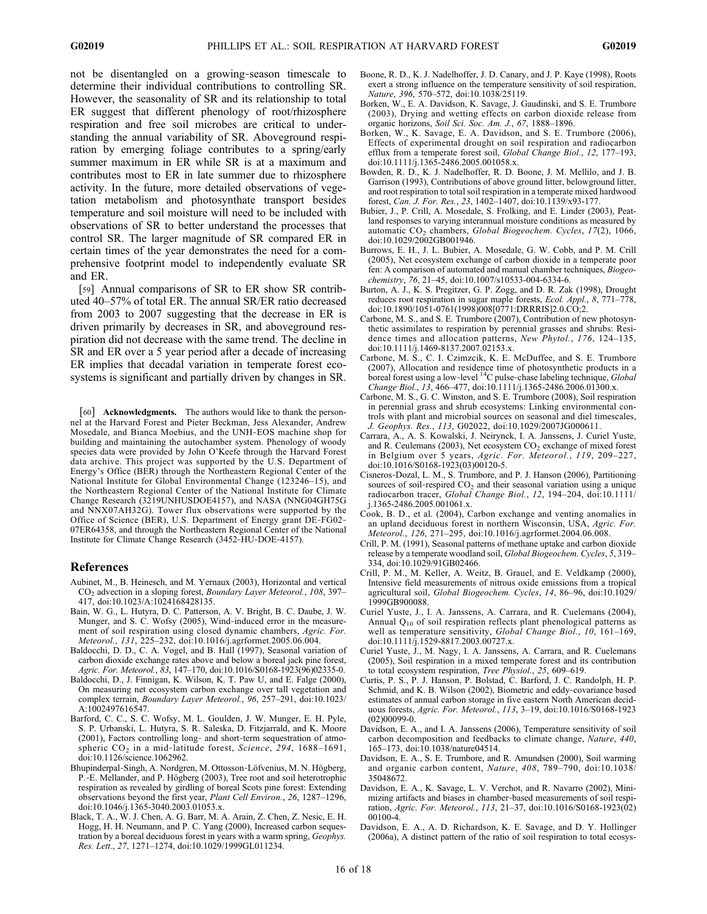not be disentangled on a growing-season timescale to determine their individual contributions to controlling SR. However, the seasonality of SR and its relationship to total ER suggest that different phenology of root/rhizosphere respiration and free soil microbes are critical to understanding the annual variability of SR. Aboveground respiration by emerging foliage contributes to a spring/early summer maximum in ER while SR is at a maximum and contributes most to ER in late summer due to rhizosphere activity. In the future, more detailed observations of vegetation metabolism and photosynthate transport besides temperature and soil moisture will need to be included with observations of SR to better understand the processes that control SR. The larger magnitude of SR compared ER in certain times of the year demonstrates the need for a comprehensive footprint model to independently evaluate SR and ER.

[59] Annual comparisons of SR to ER show SR contributed 40–57% of total ER. The annual SR/ER ratio decreased from 2003 to 2007 suggesting that the decrease in ER is driven primarily by decreases in SR, and aboveground respiration did not decrease with the same trend. The decline in SR and ER over a 5 year period after a decade of increasing ER implies that decadal variation in temperate forest ecosystems is significant and partially driven by changes in SR.

[60] **Acknowledgments.** The authors would like to thank the personnel at the Harvard Forest and Pieter Beckman, Jess Alexander, Andrew Mosedale, and Bianca Moebius, and the UNH-EOS machine shop for building and maintaining the autochamber system. Phenology of woody species data were provided by John O'Keefe through the Harvard Forest data archive. This project was supported by the U.S. Department of Energy's Office (BER) through the Northeastern Regional Center of the National Institute for Global Environmental Change (123246–15), and the Northeastern Regional Center of the National Institute for Climate Change Research (3219UNHUSDOE4157), and NASA (NNG04GH75G and NNX07AH32G). Tower flux observations were supported by the Office of Science (BER), U.S. Department of Energy grant DE-FG02-07ER64358, and through the Northeastern Regional Center of the National Institute for Climate Change Research (3452-HU-DOE-4157).

## References

Aubinet, M., B. Heinesch, and M. Yernaux (2003), Horizontal and vertical $CO_2$ advection in a sloping forest, *Boundary Layer Meteorol.*, *108*, 397–417, doi:10.1023/A:1024168428135.

Bain, W. G., L. Hutyra, D. C. Patterson, A. V. Bright, B. C. Daube, J. W. Munger, and S. C. Wofsy (2005), Wind-induced error in the measurement of soil respiration using closed dynamic chambers, *Agric. For. Meteorol.*, *131*, 225–232, doi:10.1016/j.agrformet.2005.06.004.

Baldocchi, D. D., C. A. Vogel, and B. Hall (1997), Seasonal variation of carbon dioxide exchange rates above and below a boreal jack pine forest, *Agric. For. Meteorol.*, *83*, 147–170, doi:10.1016/S0168-1923(96)02335-0.

Baldocchi, D., J. Finnigan, K. Wilson, K. T. Paw U, and E. Falge (2000), On measuring net ecosystem carbon exchange over tall vegetation and complex terrain, *Boundary Layer Meteorol.*, *96*, 257–291, doi:10.1023/A:1002497616547.

Barford, C. C., S. C. Wofsy, M. L. Goulden, J. W. Munger, E. H. Pyle, S. P. Urbanski, L. Hutyra, S. R. Saleska, D. Fitzjarrald, and K. Moore (2001), Factors controlling long- and short-term sequestration of atmospheric $CO_2$ in a mid-latitude forest, *Science*, *294*, 1688–1691, doi:10.1126/science.1062962.

Bhupinderpal-Singh, A. Nordgren, M. Ottosson-Löfvenius, M. N. Högberg, P.-E. Mellander, and P. Högberg (2003), Tree root and soil heterotrophic respiration as revealed by girdling of boreal Scots pine forest: Extending observations beyond the first year, *Plant Cell Environ.*, *26*, 1287–1296, doi:10.1046/j.1365-3040.2003.01053.x.

Black, T. A., W. J. Chen, A. G. Barr, M. A. Arain, Z. Chen, Z. Nesic, E. H. Hogg, H. H. Neumann, and P. C. Yang (2000), Increased carbon sequestration by a boreal deciduous forest in years with a warm spring, *Geophys. Res. Lett.*, *27*, 1271–1274, doi:10.1029/1999GL011234.

Boone, R. D., K. J. Nadelhoffer, J. D. Canary, and J. P. Kaye (1998), Roots exert a strong influence on the temperature sensitivity of soil respiration, *Nature*, *396*, 570–572, doi:10.1038/25119.

Borken, W., E. A. Davidson, K. Savage, J. Gaudinski, and S. E. Trumbore (2003), Drying and wetting effects on carbon dioxide release from organic horizons, *Soil Sci. Soc. Am. J.*, *67*, 1888–1896.

Borken, W., K. Savage, E. A. Davidson, and S. E. Trumbore (2006), Effects of experimental drought on soil respiration and radiocarbon efflux from a temperate forest soil, *Global Change Biol.*, *12*, 177–193, doi:10.1111/j.1365-2486.2005.001058.x.

Bowden, R. D., K. J. Nadelhoffer, R. D. Boone, J. M. Mellilo, and J. B. Garrison (1993), Contributions of above ground litter, belowground litter, and root respiration to total soil respiration in a temperate mixed hardwood forest, *Can. J. For. Res.*, *23*, 1402–1407, doi:10.1139/x93-177.

Bubier, J., P. Crill, A. Mosedale, S. Frolking, and E. Linder (2003), Peatland responses to varying interannual moisture conditions as measured by automatic $CO_2$ chambers, *Global Biogeochem. Cycles*, *17*(2), 1066, doi:10.1029/2002GB001946.

Burrows, E. H., J. L. Bubier, A. Mosedale, G. W. Cobb, and P. M. Crill (2005), Net ecosystem exchange of carbon dioxide in a temperate poor fen: A comparison of automated and manual chamber techniques, *Biogeochemistry*, *76*, 21–45, doi:10.1007/s10533-004-6334-6.

Burton, A. J., K. S. Pregitzer, G. P. Zogg, and D. R. Zak (1998), Drought reduces root respiration in sugar maple forests, *Ecol. Appl.*, *8*, 771–778, doi:10.1890/1051-0761(1998)008[0771:DRRRIS]2.0.CO;2.

Carbone, M. S., and S. E. Trumbore (2007), Contribution of new photosynthetic assimilates to respiration by perennial grasses and shrubs: Residence times and allocation patterns, *New Phytol.*, *176*, 124–135, doi:10.1111/j.1469-8137.2007.02153.x.

Carbone, M. S., C. I. Czimzcik, K. E. McDuffee, and S. E. Trumbore (2007), Allocation and residence time of photosynthetic products in a boreal forest using a low-level $^{14}C$ pulse-chase labeling technique, *Global Change Biol.*, *13*, 466–477, doi:10.1111/j.1365-2486.2006.01300.x.

Carbone, M. S., G. C. Winston, and S. E. Trumbore (2008), Soil respiration in perennial grass and shrub ecosystems: Linking environmental controls with plant and microbial sources on seasonal and diel timescales, *J. Geophys. Res.*, *113*, G02022, doi:10.1029/2007JG000611.

Carrara, A., A. S. Kowalski, J. Neirynck, I. A. Janssens, J. Curiel Yuste, and R. Ceulemans (2003), Net ecosystem $CO_2$ exchange of mixed forest in Belgium over 5 years, *Agric. For. Meteorol.*, *119*, 209–227, doi:10.1016/S0168-1923(03)00120-5.

Cisneros-Dozal, L. M., S. Trumbore, and P. J. Hanson (2006), Partitioning sources of soil-respired $CO_2$ and their seasonal variation using a unique radiocarbon tracer, *Global Change Biol.*, *12*, 194–204, doi:10.1111/j.1365-2486.2005.001061.x.

Cook, B. D., et al. (2004), Carbon exchange and venting anomalies in an upland deciduous forest in northern Wisconsin, USA, *Agric. For. Meteorol.*, *126*, 271–295, doi:10.1016/j.agrformet.2004.06.008.

Crill, P. M. (1991), Seasonal patterns of methane uptake and carbon dioxide release by a temperate woodland soil, *Global Biogeochem. Cycles*, *5*, 319–334, doi:10.1029/91GB02466.

Crill, P. M., M. Keller, A. Weitz, B. Grauel, and E. Veldkamp (2000), Intensive field measurements of nitrous oxide emissions from a tropical agricultural soil, *Global Biogeochem. Cycles*, *14*, 86–96, doi:10.1029/1999GB900088.

Curiel Yuste, J., I. A. Janssens, A. Carrara, and R. Cuelemans (2004), Annual $Q_{10}$ of soil respiration reflects plant phenological patterns as well as temperature sensitivity, *Global Change Biol.*, *10*, 161–169, doi:10.1111/j.1529-8817.2003.00727.x.

Curiel Yuste, J., M. Nagy, I. A. Janssens, A. Carrara, and R. Cuelemans (2005), Soil respiration in a mixed temperate forest and its contribution to total ecosystem respiration, *Tree Physiol.*, *25*, 609–619.

Curtis, P. S., P. J. Hanson, P. Bolstad, C. Barford, J. C. Randolph, H. P. Schmid, and K. B. Wilson (2002), Biometric and eddy-covariance based estimates of annual carbon storage in five eastern North American deciduous forests, *Agric. For. Meteorol.*, *113*, 3–19, doi:10.1016/S0168-1923(02)00099-0.

Davidson, E. A., and I. A. Janssens (2006), Temperature sensitivity of soil carbon decomposition and feedbacks to climate change, *Nature*, *440*, 165–173, doi:10.1038/nature04514.

Davidson, E. A., S. E. Trumbore, and R. Amundsen (2000), Soil warming and organic carbon content, *Nature*, *408*, 789–790, doi:10.1038/35048672.

Davidson, E. A., K. Savage, L. V. Verchot, and R. Navarro (2002), Minimizing artifacts and biases in chamber-based measurements of soil respiration, *Agric. For. Meteorol.*, *113*, 21–37, doi:10.1016/S0168-1923(02)00100-4.

Davidson, E. A., A. D. Richardson, K. E. Savage, and D. Y. Hollinger (2006a), A distinct pattern of the ratio of soil respiration to total ecosys-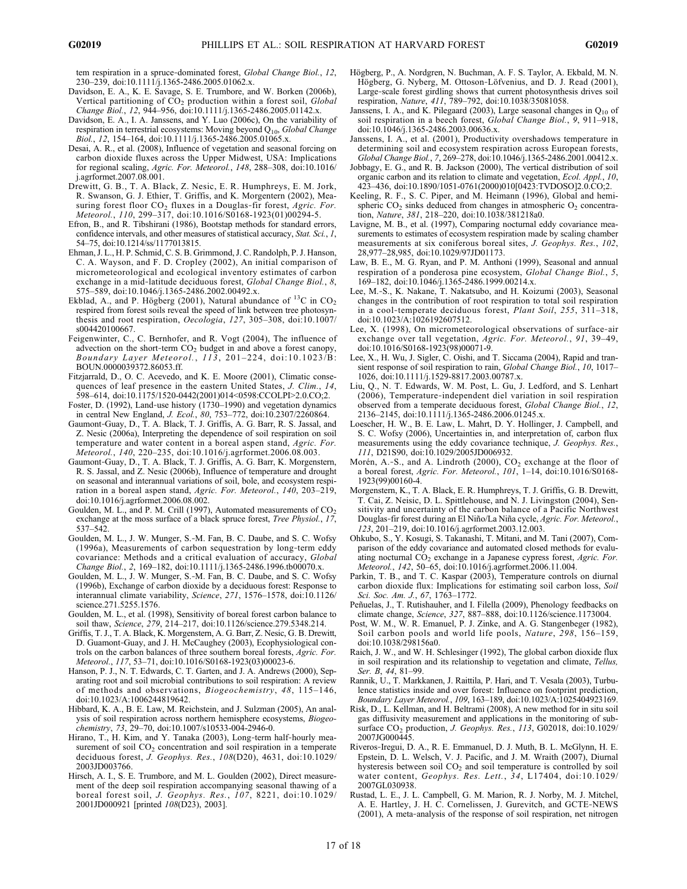tem respiration in a spruce-dominated forest, *Global Change Biol.*, *12*, 230–239, doi:10.1111/j.1365-2486.2005.01062.x.

Davidson, E. A., K. E. Savage, S. E. Trumbore, and W. Borken (2006b), Vertical partitioning of $CO_2$ production within a forest soil, *Global Change Biol.*, *12*, 944–956, doi:10.1111/j.1365-2486.2006.01142.x.

Davidson, E. A., I. A. Janssens, and Y. Luo (2006c), On the variability of respiration in terrestrial ecosystems: Moving beyond $Q_{10}$, *Global Change Biol.*, *12*, 154–164, doi:10.1111/j.1365-2486.2005.01065.x.

Desai, A. R., et al. (2008), Influence of vegetation and seasonal forcing on carbon dioxide fluxes across the Upper Midwest, USA: Implications for regional scaling, *Agric. For. Meteorol.*, *148*, 288–308, doi:10.1016/j.agrformet.2007.08.001.

Drewitt, G. B., T. A. Black, Z. Nesic, E. R. Humphreys, E. M. Jork, R. Swanson, G. J. Ethier, T. Griffis, and K. Morgenstern (2002), Measuring forest floor $CO_2$ fluxes in a Douglas-fir forest, *Agric. For. Meteorol.*, *110*, 299–317, doi:10.1016/S0168-1923(01)00294-5.

Efron, B., and R. Tibshirani (1986), Bootstap methods for standard errors, confidence intervals, and other measures of statistical accuracy, *Stat. Sci.*, *1*, 54–75, doi:10.1214/ss/1177013815.

Ehman, J. L., H. P. Schmid, C. S. B. Grimmond, J. C. Randolph, P. J. Hanson, C. A. Wayson, and F. D. Cropley (2002), An initial comparison of micrometeorological and ecological inventory estimates of carbon exchange in a mid-latitude deciduous forest, *Global Change Biol.*, *8*, 575–589, doi:10.1046/j.1365-2486.2002.00492.x.

Ekblad, A., and P. Högberg (2001), Natural abundance of $^{13}C$ in $CO_2$ respired from forest soils reveal the speed of link between tree photosynthesis and root respiration, *Oecologia*, *127*, 305–308, doi:10.1007/s004420100667.

Feigenwinter, C., C. Bernhofer, and R. Vogt (2004), The influence of advection on the short-term $CO_2$ budget in and above a forest canopy, *Boundary Layer Meteorol.*, *113*, 201–224, doi:10.1023/B:BOUN.0000039372.86053.ff.

Fitzjarrald, D., O. C. Acevedo, and K. E. Moore (2001), Climatic consequences of leaf presence in the eastern United States, *J. Clim.*, *14*, 598–614, doi:10.1175/1520-0442(2001)014<0598:CCOLPI>2.0.CO;2.

Foster, D. (1992), Land-use history (1730–1990) and vegetation dynamics in central New England, *J. Ecol.*, *80*, 753–772, doi:10.2307/2260864.

Gaumont-Guay, D., T. A. Black, T. J. Griffis, A. G. Barr, R. S. Jassal, and Z. Nesic (2006a), Interpreting the dependence of soil respiration on soil temperature and water content in a boreal aspen stand, *Agric. For. Meteorol.*, *140*, 220–235, doi:10.1016/j.agrformet.2006.08.003.

Gaumont-Guay, D., T. A. Black, T. J. Griffis, A. G. Barr, K. Morgenstern, R. S. Jassal, and Z. Nesic (2006b), Influence of temperature and drought on seasonal and interannual variations of soil, bole, and ecosystem respiration in a boreal aspen stand, *Agric. For. Meteorol.*, *140*, 203–219, doi:10.1016/j.agrformet.2006.08.002.

Goulden, M. L., and P. M. Crill (1997), Automated measurements of $CO_2$ exchange at the moss surface of a black spruce forest, *Tree Physiol.*, *17*, 537–542.

Goulden, M. L., J. W. Munger, S.-M. Fan, B. C. Daube, and S. C. Wofsy (1996a), Measurements of carbon sequestration by long-term eddy covariance: Methods and a critical evaluation of accuracy, *Global Change Biol.*, *2*, 169–182, doi:10.1111/j.1365-2486.1996.tb00070.x.

Goulden, M. L., J. W. Munger, S.-M. Fan, B. C. Daube, and S. C. Wofsy (1996b), Exchange of carbon dioxide by a deciduous forest: Response to interannual climate variability, *Science*, *271*, 1576–1578, doi:10.1126/science.271.5255.1576.

Goulden, M. L., et al. (1998), Sensitivity of boreal forest carbon balance to soil thaw, *Science*, *279*, 214–217, doi:10.1126/science.279.5348.214.

Griffis, T. J., T. A. Black, K. Morgenstern, A. G. Barr, Z. Nesic, G. B. Drewitt, D. Guamont-Guay, and J. H. McCaughey (2003), Ecophysiological controls on the carbon balances of three southern boreal forests, *Agric. For. Meteorol.*, *117*, 53–71, doi:10.1016/S0168-1923(03)00023-6.

Hanson, P. J., N. T. Edwards, C. T. Garten, and J. A. Andrews (2000), Separating root and soil microbial contributions to soil respiration: A review of methods and observations, *Biogeochemistry*, *48*, 115–146, doi:10.1023/A:1006244819642.

Hibbard, K. A., B. E. Law, M. Reichstein, and J. Sulzman (2005), An analysis of soil respiration across northern hemisphere ecosystems, *Biogeochemistry*, *73*, 29–70, doi:10.1007/s10533-004-2946-0.

Hirano, T., H. Kim, and Y. Tanaka (2003), Long-term half-hourly measurement of soil $CO_2$ concentration and soil respiration in a temperate deciduous forest, *J. Geophys. Res.*, *108*(D20), 4631, doi:10.1029/2003JD003766.

Hirsch, A. I., S. E. Trumbore, and M. L. Goulden (2002), Direct measurement of the deep soil respiration accompanying seasonal thawing of a boreal forest soil, *J. Geophys. Res.*, *107*, 8221, doi:10.1029/2001JD000921 [printed *108*(D23), 2003].

Högberg, P., A. Nordgren, N. Buchman, A. F. S. Taylor, A. Ekbald, M. N. Högberg, G. Nyberg, M. Ottoson-Löfvenius, and D. J. Read (2001), Large-scale forest girdling shows that current photosynthesis drives soil respiration, *Nature*, *411*, 789–792, doi:10.1038/35081058.

Janssens, I. A., and K. Pilegaard (2003), Large seasonal changes in $Q_{10}$ of soil respiration in a beech forest, *Global Change Biol.*, *9*, 911–918, doi:10.1046/j.1365-2486.2003.00636.x.

Janssens, I. A., et al. (2001), Productivity overshadows temperature in determining soil and ecosystem respiration across European forests, *Global Change Biol.*, *7*, 269–278, doi:10.1046/j.1365-2486.2001.00412.x.

Jobbagy, E. G., and R. B. Jackson (2000), The vertical distribution of soil organic carbon and its relation to climate and vegetation, *Ecol. Appl.*, *10*, 423–436, doi:10.1890/1051-0761(2000)010[0423:TVDOSO]2.0.CO;2.

Keeling, R. F., S. C. Piper, and M. Heimann (1996), Global and hemispheric $CO_2$ sinks deduced from changes in atmospheric $O_2$ concentration, *Nature*, *381*, 218–220, doi:10.1038/381218a0.

Lavigne, M. B., et al. (1997), Comparing nocturnal eddy covariance measurements to estimates of ecosystem respiration made by scaling chamber measurements at six coniferous boreal sites, *J. Geophys. Res.*, *102*, 28,977–28,985, doi:10.1029/97JD01173.

Law, B. E., M. G. Ryan, and P. M. Anthoni (1999), Seasonal and annual respiration of a ponderosa pine ecosystem, *Global Change Biol.*, *5*, 169–182, doi:10.1046/j.1365-2486.1999.00214.x.

Lee, M.-S., K. Nakane, T. Nakatsubo, and H. Koizumi (2003), Seasonal changes in the contribution of root respiration to total soil respiration in a cool-temperate deciduous forest, *Plant Soil*, *255*, 311–318, doi:10.1023/A:1026192607512.

Lee, X. (1998), On micrometeorological observations of surface-air exchange over tall vegetation, *Agric. For. Meteorol.*, *91*, 39–49, doi:10.1016/S0168-1923(98)00071-9.

Lee, X., H. Wu, J. Sigler, C. Oishi, and T. Siccama (2004), Rapid and transient response of soil respiration to rain, *Global Change Biol.*, *10*, 1017–1026, doi:10.1111/j.1529-8817.2003.00787.x.

Liu, Q., N. T. Edwards, W. M. Post, L. Gu, J. Ledford, and S. Lenhart (2006), Temperature-independent diel variation in soil respiration observed from a temperate deciduous forest, *Global Change Biol.*, *12*, 2136–2145, doi:10.1111/j.1365-2486.2006.01245.x.

Loescher, H. W., B. E. Law, L. Mahrt, D. Y. Hollinger, J. Campbell, and S. C. Wofsy (2006), Uncertainties in, and interpretation of, carbon flux measurements using the eddy covariance technique, *J. Geophys. Res.*, *111*, D21S90, doi:10.1029/2005JD006932.

Morén, A.-S., and A. Lindroth (2000), $CO_2$ exchange at the floor of a boreal forest, *Agric. For. Meteorol.*, *101*, 1–14, doi:10.1016/S0168-1923(99)00160-4.

Morgenstern, K., T. A. Black, E. R. Humphreys, T. J. Griffis, G. B. Drewitt, T. Cai, Z. Neisic, D. L. Spittlehouse, and N. J. Livingston (2004), Sensitivity and uncertainty of the carbon balance of a Pacific Northwest Douglas-fir forest during an El Niño/La Niña cycle, *Agric. For. Meteorol.*, *123*, 201–219, doi:10.1016/j.agrformet.2003.12.003.

Ohkubo, S., Y. Kosugi, S. Takanashi, T. Mitani, and M. Tani (2007), Comparison of the eddy covariance and automated closed methods for evaluating nocturnal $CO_2$ exchange in a Japanese cypress forest, *Agric. For. Meteorol.*, *142*, 50–65, doi:10.1016/j.agrformet.2006.11.004.

Parkin, T. B., and T. C. Kaspar (2003), Temperature controls on diurnal carbon dioxide flux: Implications for estimating soil carbon loss, *Soil Sci. Soc. Am. J.*, *67*, 1763–1772.

Peñuelas, J., T. Rutishauher, and I. Filella (2009), Phenology feedbacks on climate change, *Science*, *327*, 887–888, doi:10.1126/science.1173004.

Post, W. M., W. R. Emanuel, P. J. Zinke, and A. G. Stangenbeger (1982), Soil carbon pools and world life pools, *Nature*, *298*, 156–159, doi:10.1038/298156a0.

Raich, J. W., and W. H. Schlesinger (1992), The global carbon dioxide flux in soil respiration and its relationship to vegetation and climate, *Tellus, Ser. B*, *44*, 81–99.

Rannik, U., T. Markkanen, J. Raittila, P. Hari, and T. Vesala (2003), Turbulence statistics inside and over forest: Influence on footprint prediction, *Boundary Layer Meteorol.*, *109*, 163–189, doi:10.1023/A:1025404923169.

Risk, D., L. Kellman, and H. Beltrami (2008), A new method for in situ soil gas diffusivity measurement and applications in the monitoring of subsurface $CO_2$ production, *J. Geophys. Res.*, *113*, G02018, doi:10.1029/2007JG000445.

Riveros-Iregui, D. A., R. E. Emmanuel, D. J. Muth, B. L. McGlynn, H. E. Epstein, D. L. Welsch, V. J. Pacific, and J. M. Wraith (2007), Diurnal hysteresis between soil $CO_2$ and soil temperature is controlled by soil water content, *Geophys. Res. Lett.*, *34*, L17404, doi:10.1029/2007GL030938.

Rustad, L. E., J. L. Campbell, G. M. Marion, R. J. Norby, M. J. Mitchel, A. E. Hartley, J. H. C. Cornelissen, J. Gurevitch, and GCTE-NEWS (2001), A meta-analysis of the response of soil respiration, net nitrogen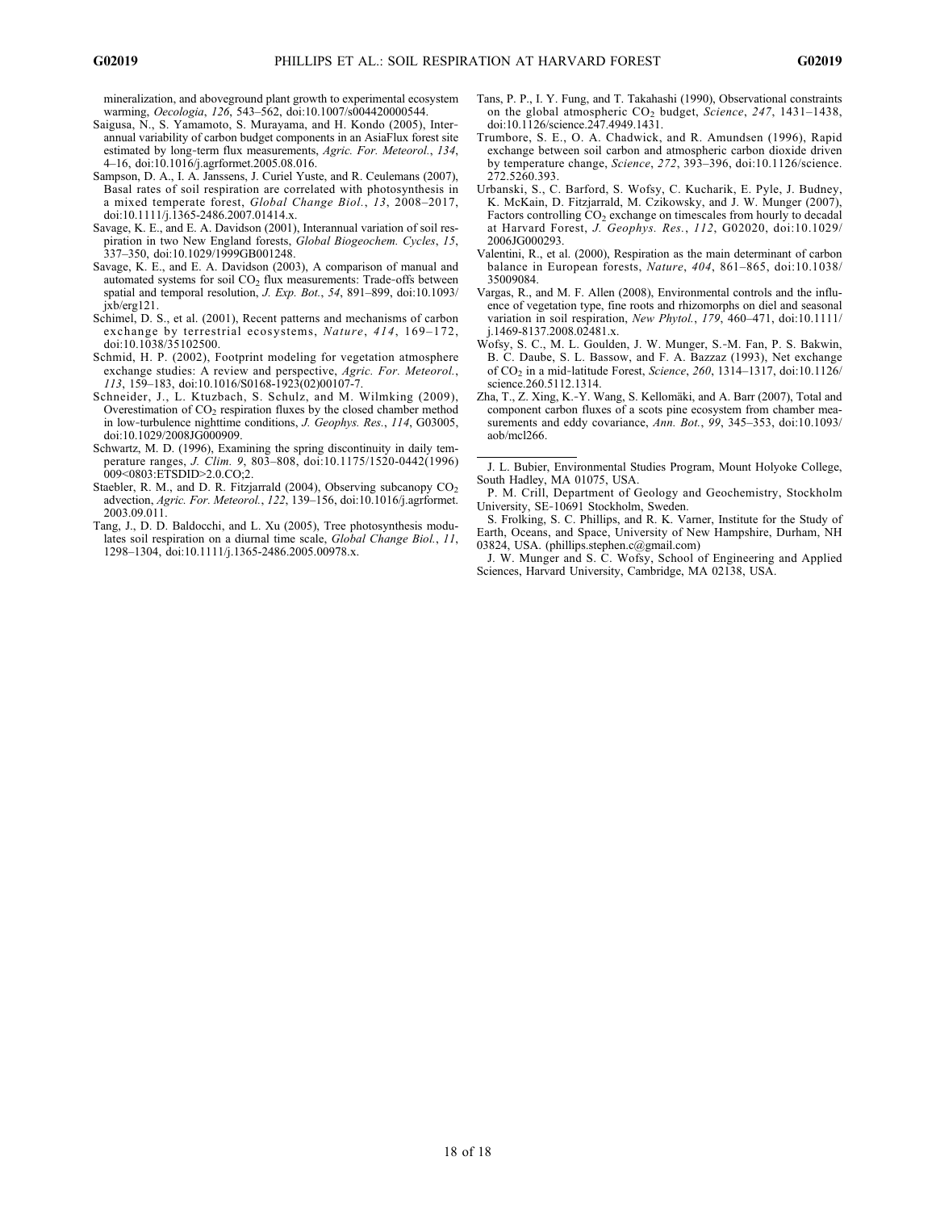mineralization, and aboveground plant growth to experimental ecosystem warming, *Oecologia*, *126*, 543–562, doi:10.1007/s004420000544.

Saigusa, N., S. Yamamoto, S. Murayama, and H. Kondo (2005), Interannual variability of carbon budget components in an AsiaFlux forest site estimated by long-term flux measurements, *Agric. For. Meteorol.*, *134*, 4–16, doi:10.1016/j.agrformet.2005.08.016.

Sampson, D. A., I. A. Janssens, J. Curiel Yuste, and R. Ceulemans (2007), Basal rates of soil respiration are correlated with photosynthesis in a mixed temperate forest, *Global Change Biol.*, *13*, 2008–2017, doi:10.1111/j.1365-2486.2007.01414.x.

Savage, K. E., and E. A. Davidson (2001), Interannual variation of soil respiration in two New England forests, *Global Biogeochem. Cycles*, *15*, 337–350, doi:10.1029/1999GB001248.

Savage, K. E., and E. A. Davidson (2003), A comparison of manual and automated systems for soil $CO_2$ flux measurements: Trade-offs between spatial and temporal resolution, *J. Exp. Bot.*, *54*, 891–899, doi:10.1093/jxb/erg121.

Schimel, D. S., et al. (2001), Recent patterns and mechanisms of carbon exchange by terrestrial ecosystems, *Nature*, *414*, 169–172, doi:10.1038/35102500.

Schmid, H. P. (2002), Footprint modeling for vegetation atmosphere exchange studies: A review and perspective, *Agric. For. Meteorol.*, *113*, 159–183, doi:10.1016/S0168-1923(02)00107-7.

Schneider, J., L. Ktuzbach, S. Schulz, and M. Wilmking (2009), Overestimation of $CO_2$ respiration fluxes by the closed chamber method in low-turbulence nighttime conditions, *J. Geophys. Res.*, *114*, G03005, doi:10.1029/2008JG000909.

Schwartz, M. D. (1996), Examining the spring discontinuity in daily temperature ranges, *J. Clim. 9*, 803–808, doi:10.1175/1520-0442(1996)009<0803:ETSDID>2.0.CO;2.

Staebler, R. M., and D. R. Fitzjarrald (2004), Observing subcanopy $CO_2$ advection, *Agric. For. Meteorol.*, *122*, 139–156, doi:10.1016/j.agrformet.2003.09.011.

Tang, J., D. D. Baldocchi, and L. Xu (2005), Tree photosynthesis modulates soil respiration on a diurnal time scale, *Global Change Biol.*, *11*, 1298–1304, doi:10.1111/j.1365-2486.2005.00978.x.

Tans, P. P., I. Y. Fung, and T. Takahashi (1990), Observational constraints on the global atmospheric $CO_2$ budget, *Science*, *247*, 1431–1438, doi:10.1126/science.247.4949.1431.

Trumbore, S. E., O. A. Chadwick, and R. Amundsen (1996), Rapid exchange between soil carbon and atmospheric carbon dioxide driven by temperature change, *Science*, *272*, 393–396, doi:10.1126/science.272.5260.393.

Urbanski, S., C. Barford, S. Wofsy, C. Kucharik, E. Pyle, J. Budney, K. McKain, D. Fitzjarrald, M. Czikowsky, and J. W. Munger (2007), Factors controlling $CO_2$ exchange on timescales from hourly to decadal at Harvard Forest, *J. Geophys. Res.*, *112*, G02020, doi:10.1029/2006JG000293.

Valentini, R., et al. (2000), Respiration as the main determinant of carbon balance in European forests, *Nature*, *404*, 861–865, doi:10.1038/35009084.

Vargas, R., and M. F. Allen (2008), Environmental controls and the influence of vegetation type, fine roots and rhizomorphs on diel and seasonal variation in soil respiration, *New Phytol.*, *179*, 460–471, doi:10.1111/j.1469-8137.2008.02481.x.

Wofsy, S. C., M. L. Goulden, J. W. Munger, S.-M. Fan, P. S. Bakwin, B. C. Daube, S. L. Bassow, and F. A. Bazzaz (1993), Net exchange of $CO_2$ in a mid-latitude Forest, *Science*, *260*, 1314–1317, doi:10.1126/science.260.5112.1314.

Zha, T., Z. Xing, K.-Y. Wang, S. Kellomäki, and A. Barr (2007), Total and component carbon fluxes of a scots pine ecosystem from chamber measurements and eddy covariance, *Ann. Bot.*, *99*, 345–353, doi:10.1093/aob/mcl266.

---

J. L. Bubier, Environmental Studies Program, Mount Holyoke College, South Hadley, MA 01075, USA.

P. M. Crill, Department of Geology and Geochemistry, Stockholm University, SE-10691 Stockholm, Sweden.

S. Frolking, S. C. Phillips, and R. K. Varner, Institute for the Study of Earth, Oceans, and Space, University of New Hampshire, Durham, NH 03824, USA. (phillips.stephen.c@gmail.com)

J. W. Munger and S. C. Wofsy, School of Engineering and Applied Sciences, Harvard University, Cambridge, MA 02138, USA.